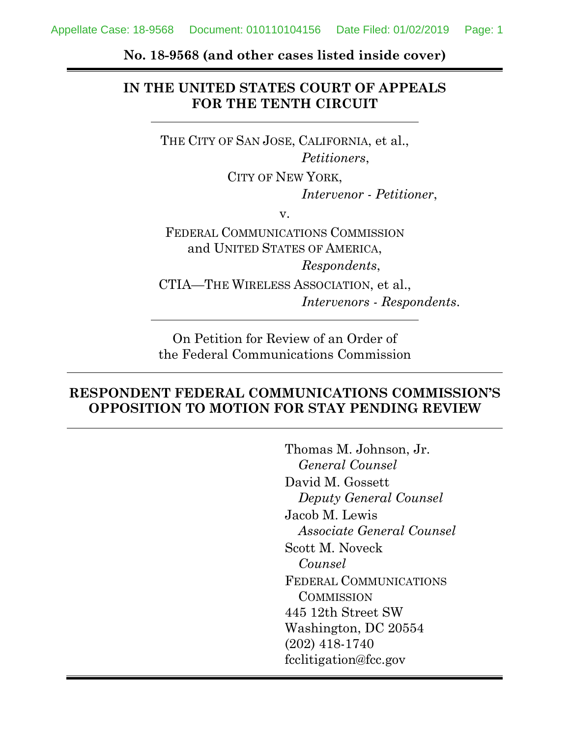**No. 18-9568 (and other cases listed inside cover)**

**IN THE UNITED STATES COURT OF APPEALS FOR THE TENTH CIRCUIT**

THE CITY OF SAN JOSE, CALIFORNIA, et al.,
*Petitioners*,

CITY OF NEW YORK,
*Intervenor - Petitioner*,

v.

FEDERAL COMMUNICATIONS COMMISSION and UNITED STATES OF AMERICA,
*Respondents*,

CTIA—THE WIRELESS ASSOCIATION, et al.,
*Intervenors - Respondents*.

On Petition for Review of an Order of the Federal Communications Commission

**RESPONDENT FEDERAL COMMUNICATIONS COMMISSION'S OPPOSITION TO MOTION FOR STAY PENDING REVIEW**

Thomas M. Johnson, Jr.
*General Counsel*
David M. Gossett
*Deputy General Counsel*
Jacob M. Lewis
*Associate General Counsel*
Scott M. Noveck
*Counsel*
FEDERAL COMMUNICATIONS COMMISSION
445 12th Street SW
Washington, DC 20554
(202) 418-1740
fcclitigation@fcc.gov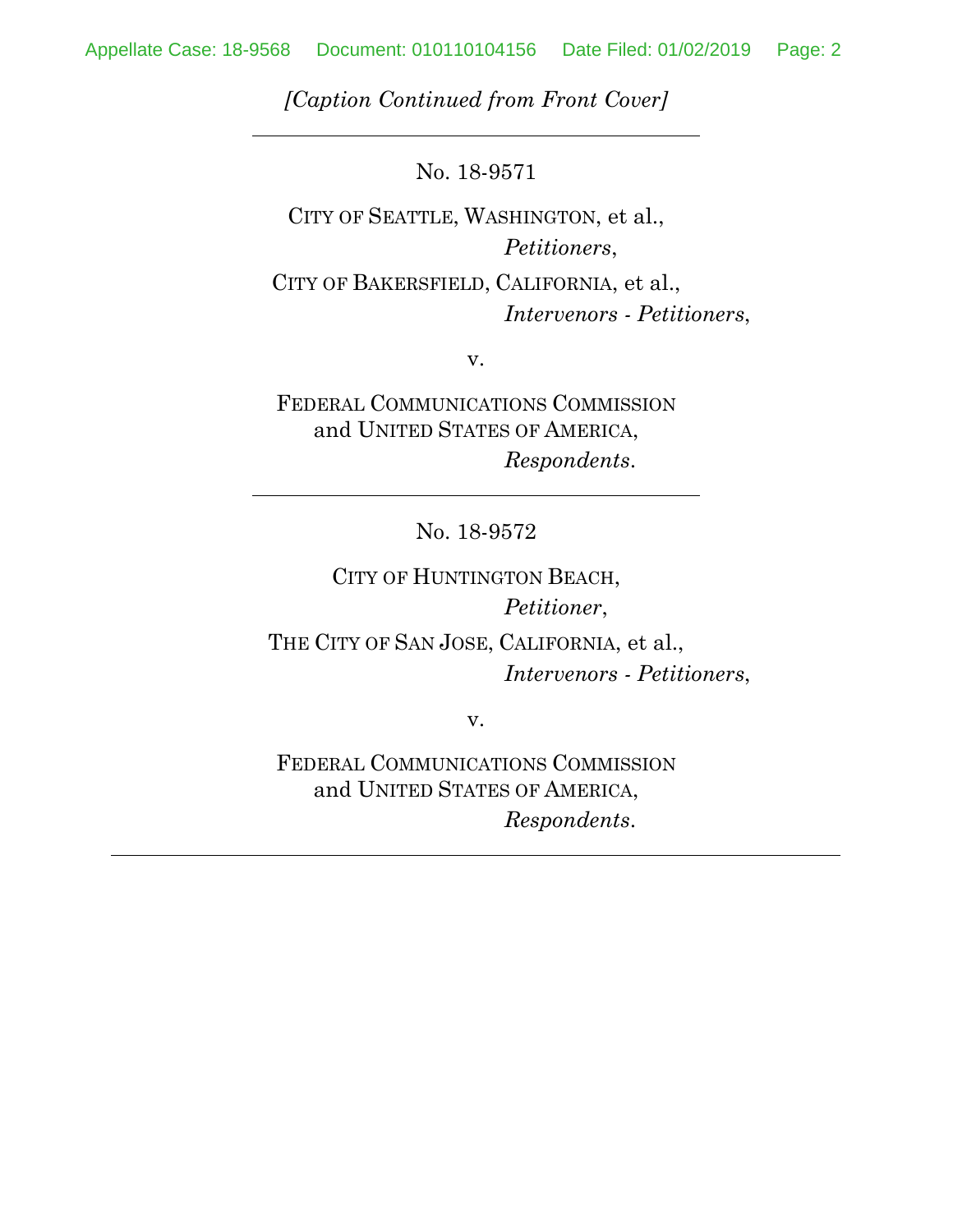*[Caption Continued from Front Cover]*

---

No. 18-9571

CITY OF SEATTLE, WASHINGTON, et al.,
*Petitioners*,

CITY OF BAKERSFIELD, CALIFORNIA, et al.,
*Intervenors - Petitioners*,

v.

FEDERAL COMMUNICATIONS COMMISSION
and UNITED STATES OF AMERICA,
*Respondents*.

---

No. 18-9572

CITY OF HUNTINGTON BEACH,
*Petitioner*,

THE CITY OF SAN JOSE, CALIFORNIA, et al.,
*Intervenors - Petitioners*,

v.

FEDERAL COMMUNICATIONS COMMISSION
and UNITED STATES OF AMERICA,
*Respondents*.

---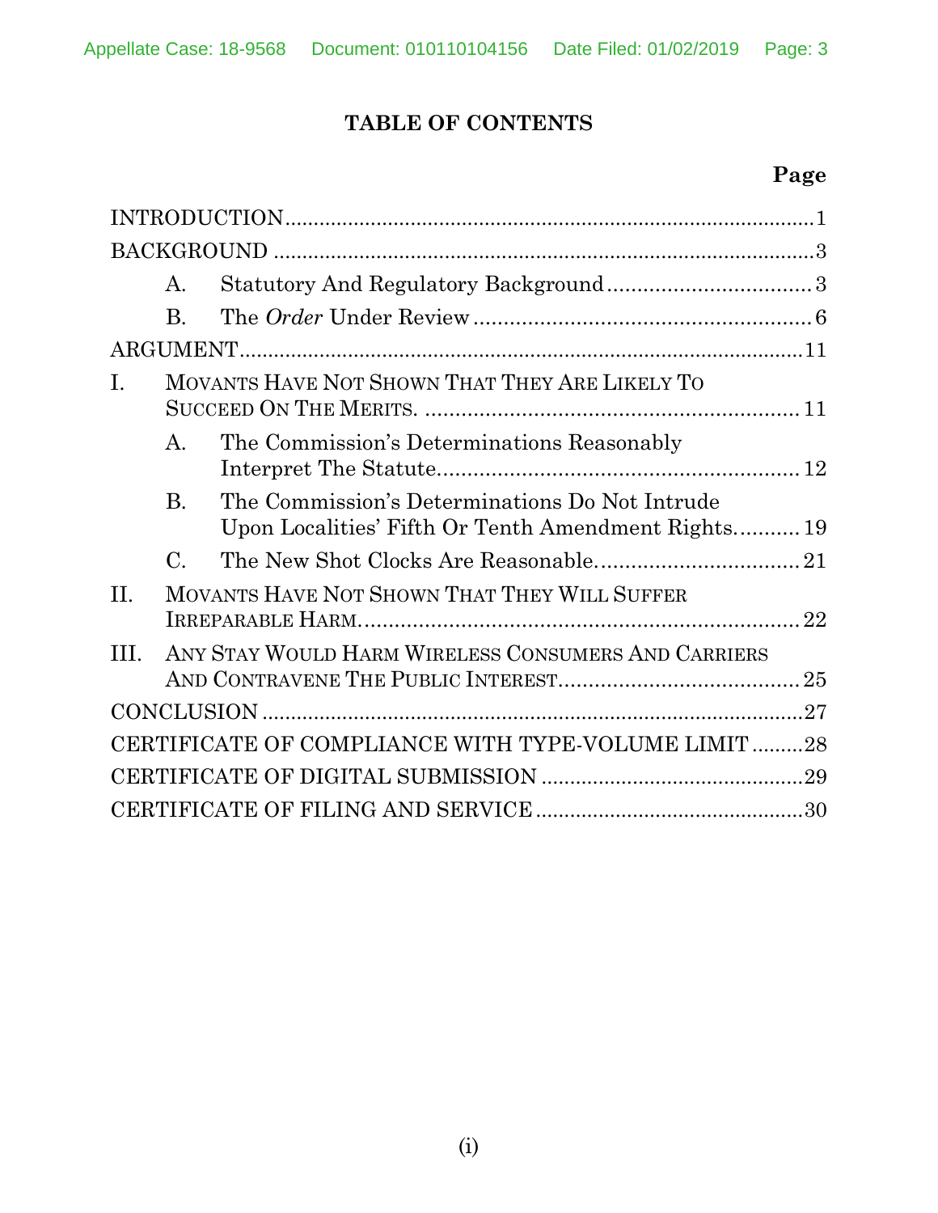## TABLE OF CONTENTS

| | Page |
|---|---|
| INTRODUCTION | 1 |
| BACKGROUND | 3 |
| A. Statutory And Regulatory Background | 3 |
| B. The *Order* Under Review | 6 |
| ARGUMENT | 11 |
| I. MOVANTS HAVE NOT SHOWN THAT THEY ARE LIKELY TO SUCCEED ON THE MERITS. | 11 |
| A. The Commission's Determinations Reasonably Interpret The Statute | 12 |
| B. The Commission's Determinations Do Not Intrude Upon Localities' Fifth Or Tenth Amendment Rights. | 19 |
| C. The New Shot Clocks Are Reasonable. | 21 |
| II. MOVANTS HAVE NOT SHOWN THAT THEY WILL SUFFER IRREPARABLE HARM. | 22 |
| III. ANY STAY WOULD HARM WIRELESS CONSUMERS AND CARRIERS AND CONTRAVENE THE PUBLIC INTEREST. | 25 |
| CONCLUSION | 27 |
| CERTIFICATE OF COMPLIANCE WITH TYPE-VOLUME LIMIT | 28 |
| CERTIFICATE OF DIGITAL SUBMISSION | 29 |
| CERTIFICATE OF FILING AND SERVICE | 30 |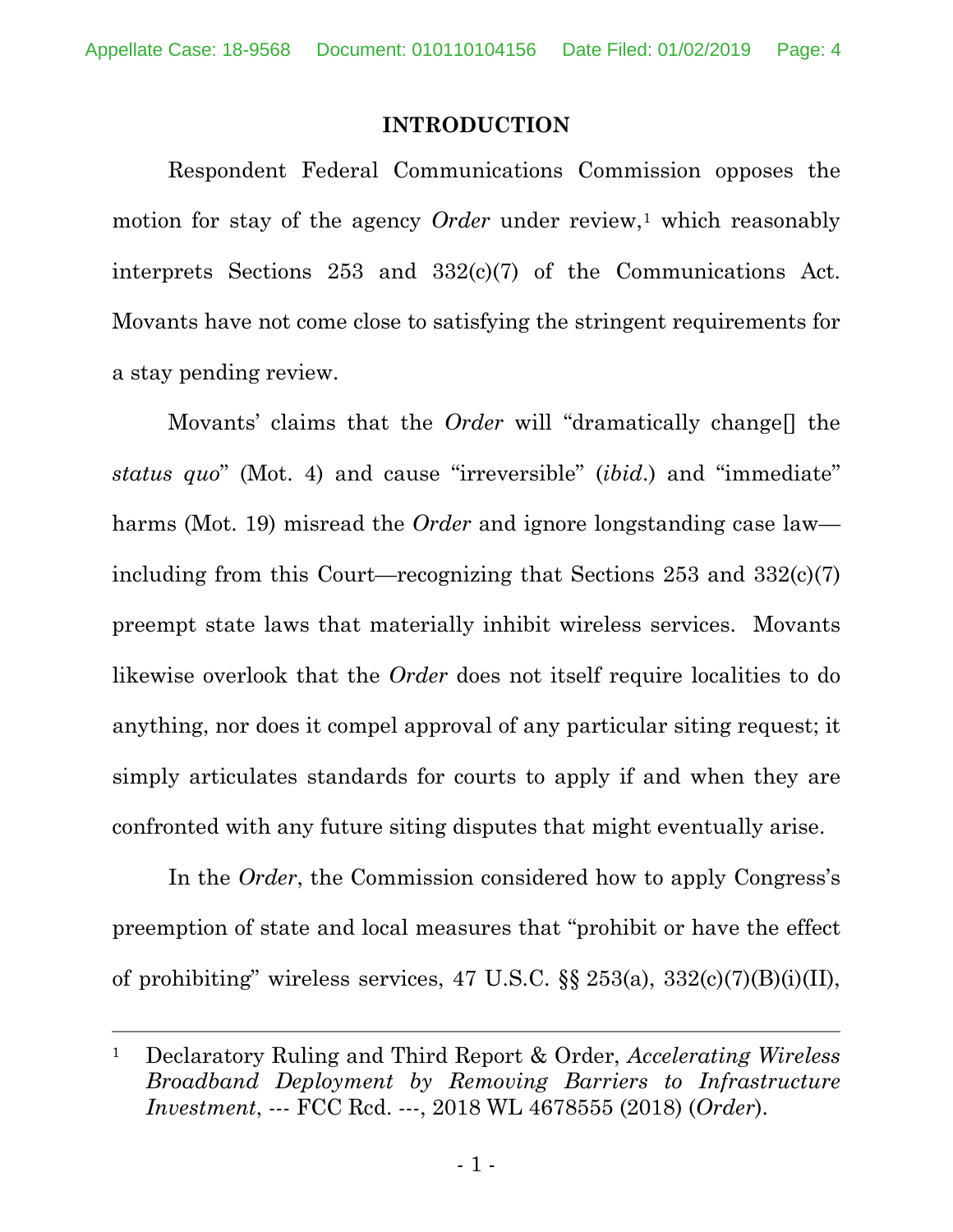## INTRODUCTION

Respondent Federal Communications Commission opposes the motion for stay of the agency *Order* under review,[1] which reasonably interprets Sections 253 and 332(c)(7) of the Communications Act. Movants have not come close to satisfying the stringent requirements for a stay pending review.

Movants' claims that the *Order* will "dramatically change[] the *status quo*" (Mot. 4) and cause "irreversible" (*ibid*.) and "immediate" harms (Mot. 19) misread the *Order* and ignore longstanding case law—including from this Court—recognizing that Sections 253 and 332(c)(7) preempt state laws that materially inhibit wireless services. Movants likewise overlook that the *Order* does not itself require localities to do anything, nor does it compel approval of any particular siting request; it simply articulates standards for courts to apply if and when they are confronted with any future siting disputes that might eventually arise.

In the *Order*, the Commission considered how to apply Congress's preemption of state and local measures that "prohibit or have the effect of prohibiting" wireless services, 47 U.S.C. §§ 253(a), 332(c)(7)(B)(i)(II),

---

[1] Declaratory Ruling and Third Report & Order, *Accelerating Wireless Broadband Deployment by Removing Barriers to Infrastructure Investment*, --- FCC Rcd. ---, 2018 WL 4678555 (2018) (*Order*).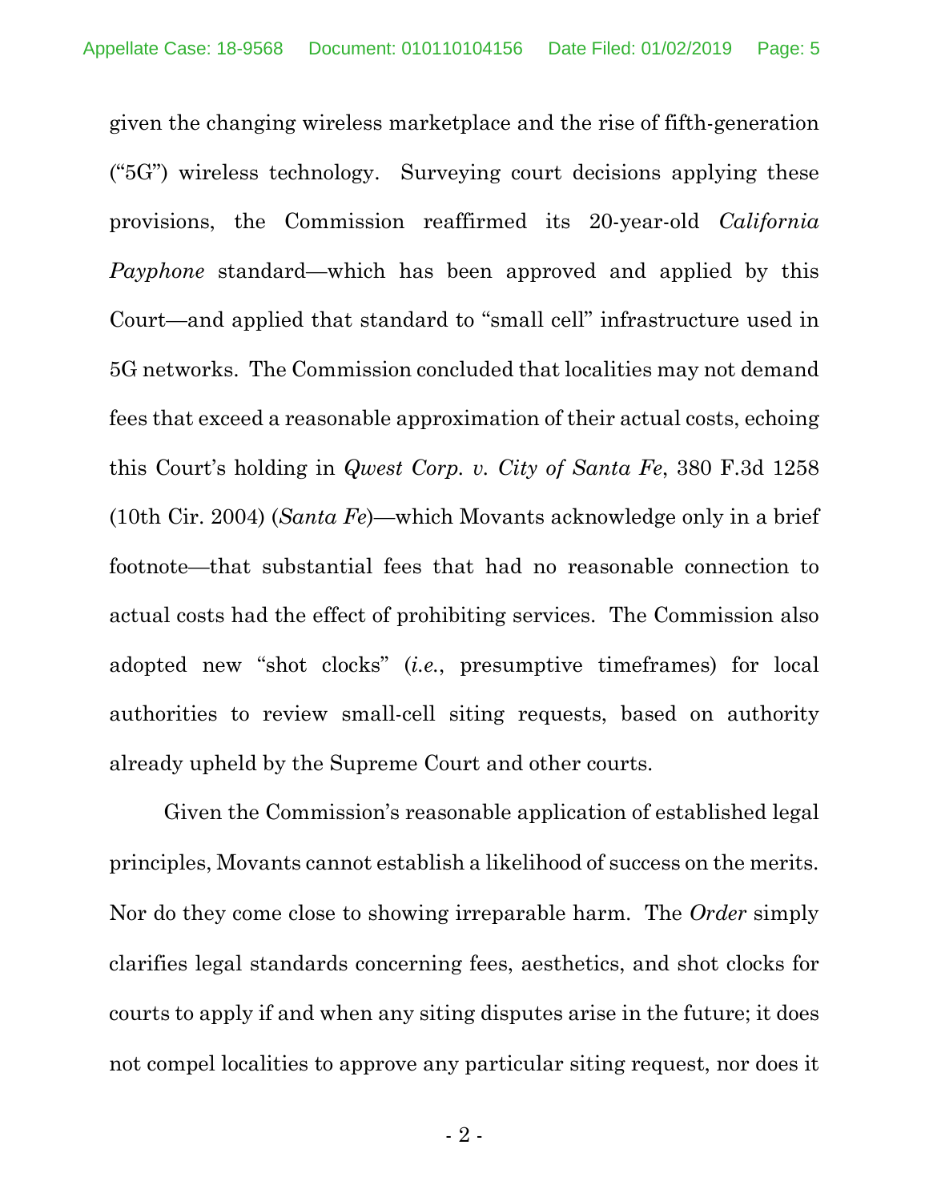given the changing wireless marketplace and the rise of fifth-generation ("5G") wireless technology. Surveying court decisions applying these provisions, the Commission reaffirmed its 20-year-old *California Payphone* standard—which has been approved and applied by this Court—and applied that standard to "small cell" infrastructure used in 5G networks. The Commission concluded that localities may not demand fees that exceed a reasonable approximation of their actual costs, echoing this Court's holding in *Qwest Corp. v. City of Santa Fe*, 380 F.3d 1258 (10th Cir. 2004) (*Santa Fe*)—which Movants acknowledge only in a brief footnote—that substantial fees that had no reasonable connection to actual costs had the effect of prohibiting services. The Commission also adopted new "shot clocks" (*i.e.*, presumptive timeframes) for local authorities to review small-cell siting requests, based on authority already upheld by the Supreme Court and other courts.

Given the Commission's reasonable application of established legal principles, Movants cannot establish a likelihood of success on the merits. Nor do they come close to showing irreparable harm. The *Order* simply clarifies legal standards concerning fees, aesthetics, and shot clocks for courts to apply if and when any siting disputes arise in the future; it does not compel localities to approve any particular siting request, nor does it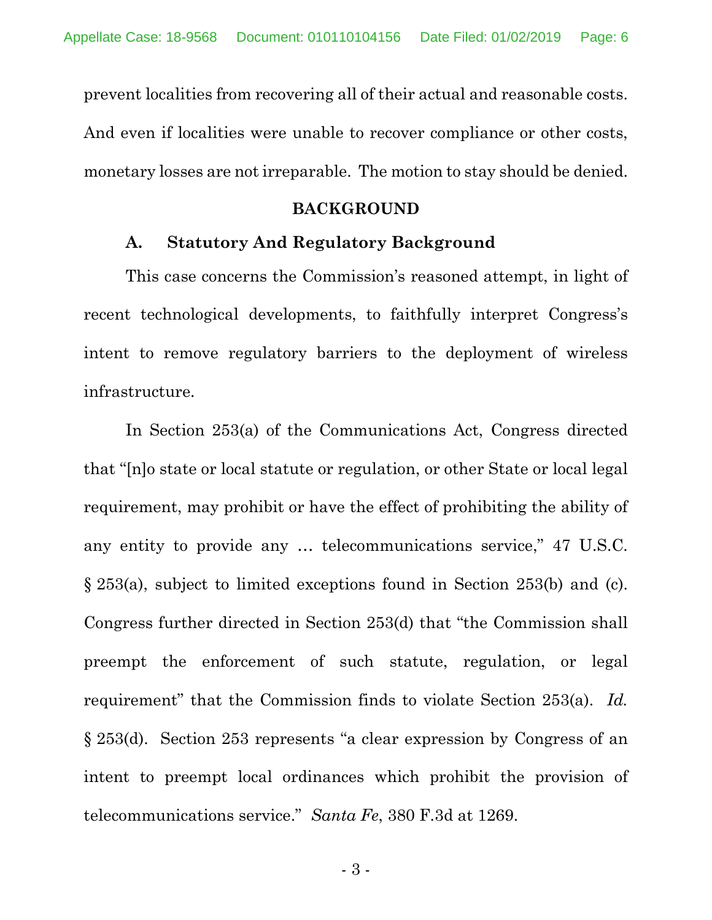prevent localities from recovering all of their actual and reasonable costs. And even if localities were unable to recover compliance or other costs, monetary losses are not irreparable. The motion to stay should be denied.

## BACKGROUND

### A. Statutory And Regulatory Background

This case concerns the Commission's reasoned attempt, in light of recent technological developments, to faithfully interpret Congress's intent to remove regulatory barriers to the deployment of wireless infrastructure.

In Section 253(a) of the Communications Act, Congress directed that "[n]o state or local statute or regulation, or other State or local legal requirement, may prohibit or have the effect of prohibiting the ability of any entity to provide any … telecommunications service," 47 U.S.C. § 253(a), subject to limited exceptions found in Section 253(b) and (c). Congress further directed in Section 253(d) that "the Commission shall preempt the enforcement of such statute, regulation, or legal requirement" that the Commission finds to violate Section 253(a). *Id.* § 253(d). Section 253 represents "a clear expression by Congress of an intent to preempt local ordinances which prohibit the provision of telecommunications service." *Santa Fe*, 380 F.3d at 1269.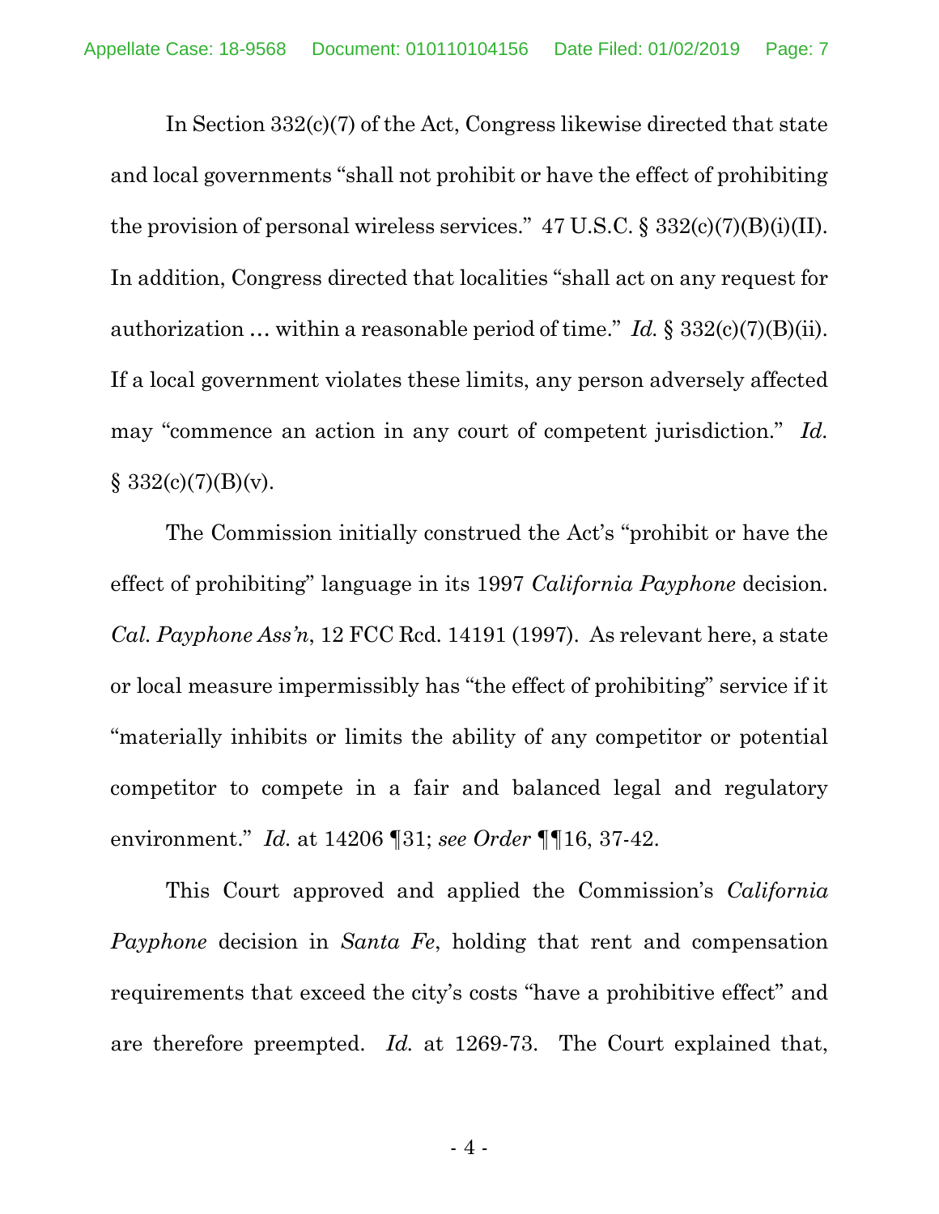In Section 332(c)(7) of the Act, Congress likewise directed that state and local governments "shall not prohibit or have the effect of prohibiting the provision of personal wireless services." 47 U.S.C. § 332(c)(7)(B)(i)(II). In addition, Congress directed that localities "shall act on any request for authorization … within a reasonable period of time." *Id.* § 332(c)(7)(B)(ii). If a local government violates these limits, any person adversely affected may "commence an action in any court of competent jurisdiction." *Id.* § 332(c)(7)(B)(v).

The Commission initially construed the Act's "prohibit or have the effect of prohibiting" language in its 1997 *California Payphone* decision. *Cal. Payphone Ass'n*, 12 FCC Rcd. 14191 (1997). As relevant here, a state or local measure impermissibly has "the effect of prohibiting" service if it "materially inhibits or limits the ability of any competitor or potential competitor to compete in a fair and balanced legal and regulatory environment." *Id.* at 14206 ¶31; *see Order* ¶¶16, 37-42.

This Court approved and applied the Commission's *California Payphone* decision in *Santa Fe*, holding that rent and compensation requirements that exceed the city's costs "have a prohibitive effect" and are therefore preempted. *Id.* at 1269-73. The Court explained that,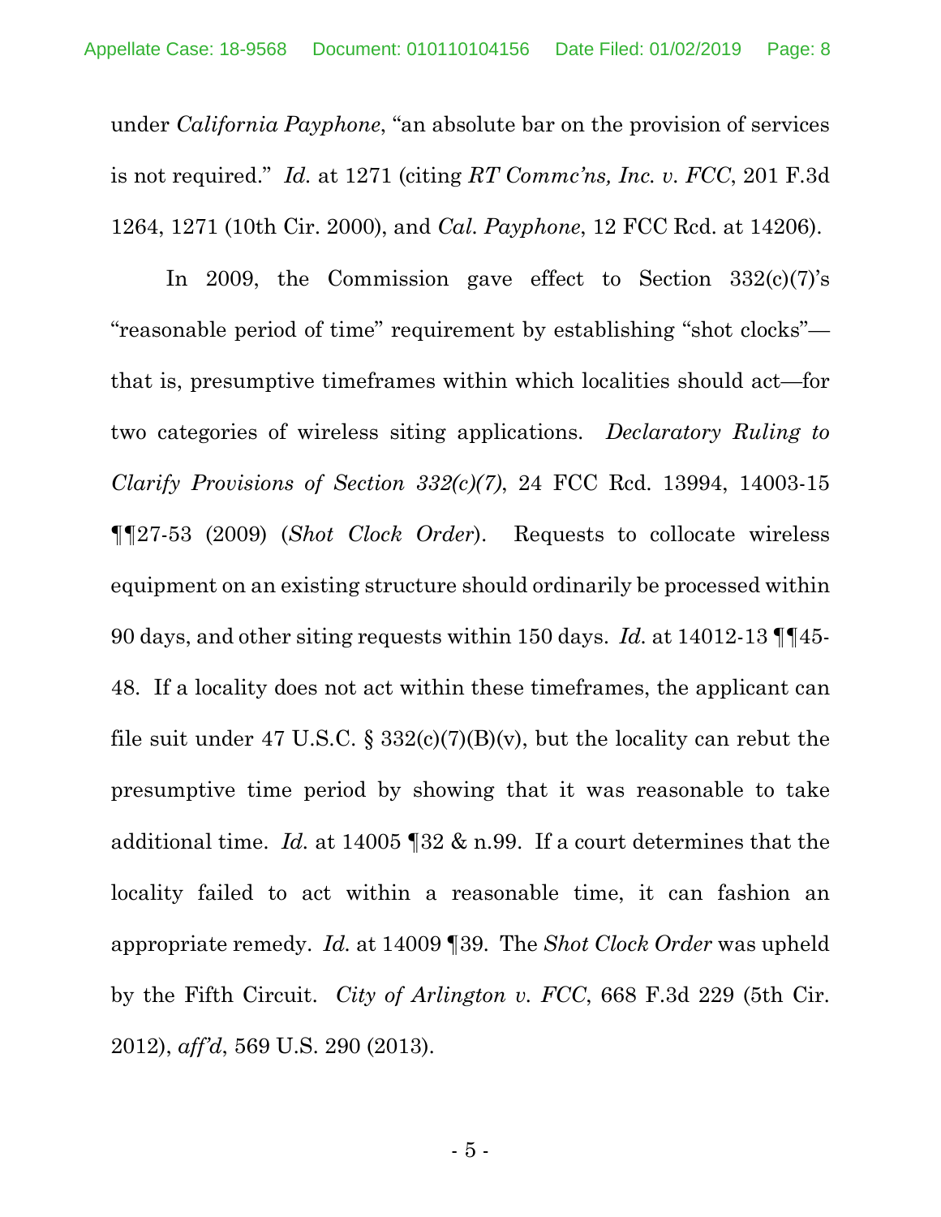under *California Payphone*, "an absolute bar on the provision of services is not required." *Id.* at 1271 (citing *RT Commc'ns, Inc. v. FCC*, 201 F.3d 1264, 1271 (10th Cir. 2000), and *Cal. Payphone*, 12 FCC Rcd. at 14206).

In 2009, the Commission gave effect to Section 332(c)(7)'s "reasonable period of time" requirement by establishing "shot clocks"—that is, presumptive timeframes within which localities should act—for two categories of wireless siting applications. *Declaratory Ruling to Clarify Provisions of Section 332(c)(7)*, 24 FCC Rcd. 13994, 14003-15 ¶¶27-53 (2009) (*Shot Clock Order*). Requests to collocate wireless equipment on an existing structure should ordinarily be processed within 90 days, and other siting requests within 150 days. *Id.* at 14012-13 ¶¶45-48. If a locality does not act within these timeframes, the applicant can file suit under 47 U.S.C. § 332(c)(7)(B)(v), but the locality can rebut the presumptive time period by showing that it was reasonable to take additional time. *Id.* at 14005 ¶32 & n.99. If a court determines that the locality failed to act within a reasonable time, it can fashion an appropriate remedy. *Id.* at 14009 ¶39. The *Shot Clock Order* was upheld by the Fifth Circuit. *City of Arlington v. FCC*, 668 F.3d 229 (5th Cir. 2012), *aff'd*, 569 U.S. 290 (2013).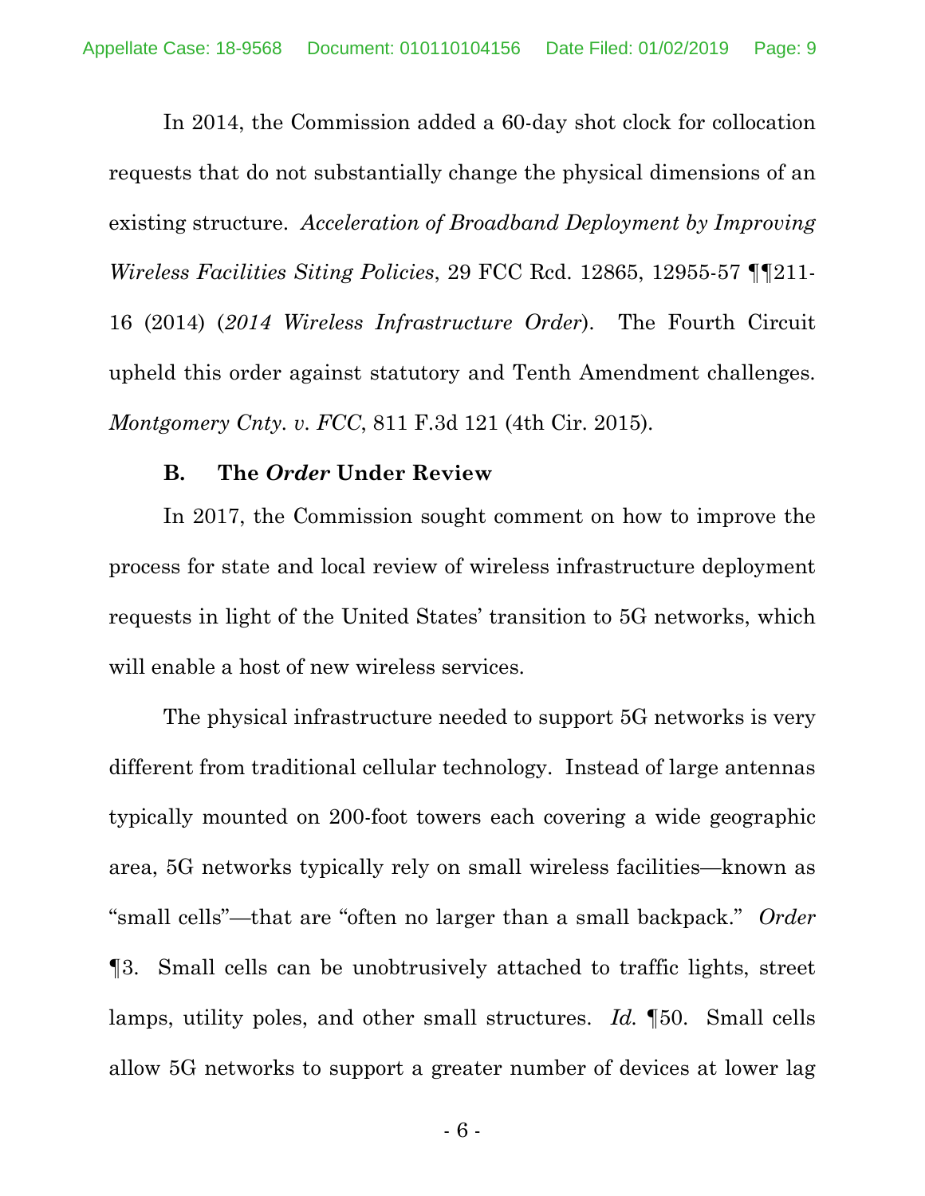In 2014, the Commission added a 60-day shot clock for collocation requests that do not substantially change the physical dimensions of an existing structure. *Acceleration of Broadband Deployment by Improving Wireless Facilities Siting Policies*, 29 FCC Rcd. 12865, 12955-57 ¶¶211-16 (2014) (*2014 Wireless Infrastructure Order*). The Fourth Circuit upheld this order against statutory and Tenth Amendment challenges. *Montgomery Cnty. v. FCC*, 811 F.3d 121 (4th Cir. 2015).

### B. The *Order* Under Review

In 2017, the Commission sought comment on how to improve the process for state and local review of wireless infrastructure deployment requests in light of the United States' transition to 5G networks, which will enable a host of new wireless services.

The physical infrastructure needed to support 5G networks is very different from traditional cellular technology. Instead of large antennas typically mounted on 200-foot towers each covering a wide geographic area, 5G networks typically rely on small wireless facilities—known as "small cells"—that are "often no larger than a small backpack." *Order* ¶3. Small cells can be unobtrusively attached to traffic lights, street lamps, utility poles, and other small structures. *Id.* ¶50. Small cells allow 5G networks to support a greater number of devices at lower lag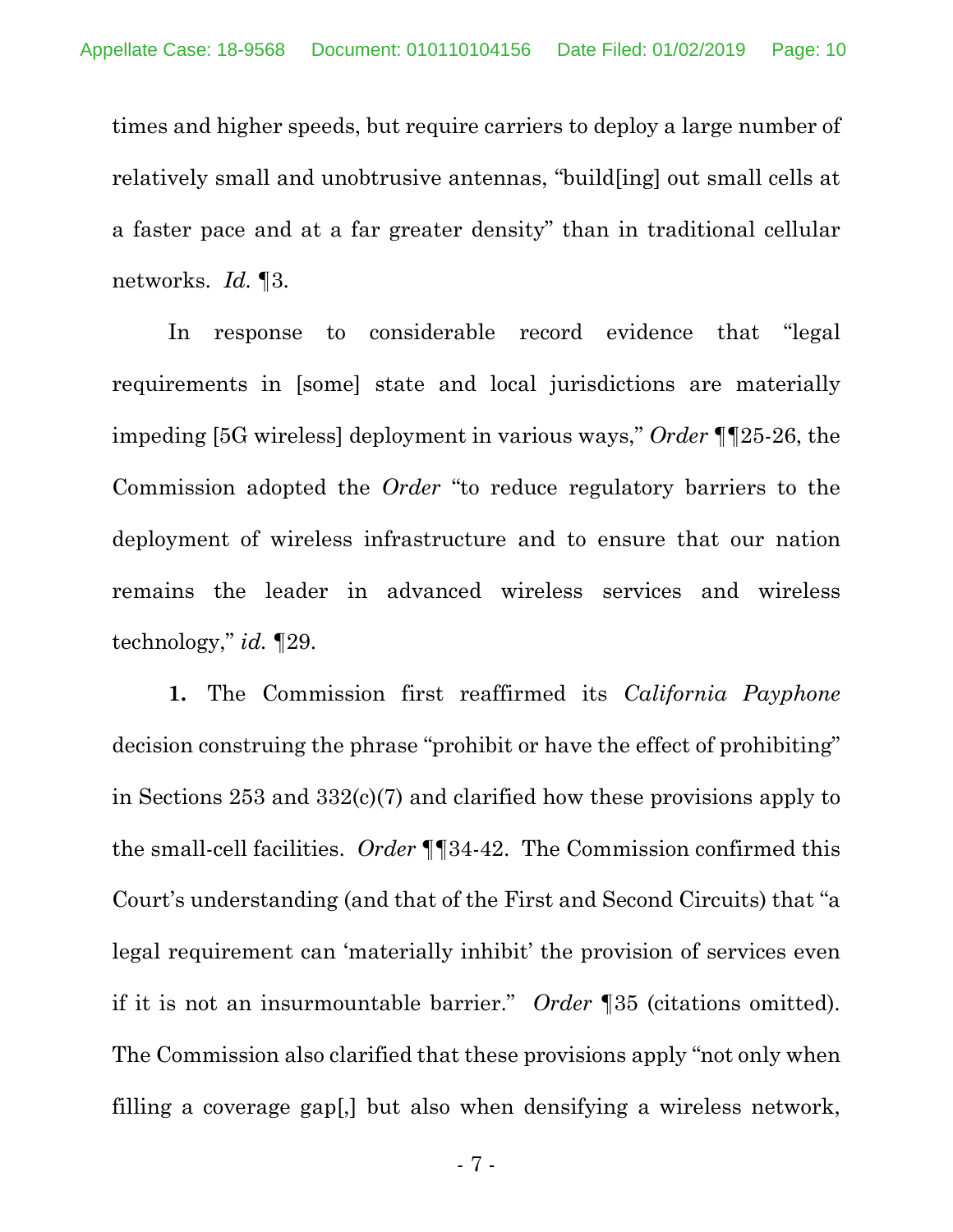times and higher speeds, but require carriers to deploy a large number of relatively small and unobtrusive antennas, "build[ing] out small cells at a faster pace and at a far greater density" than in traditional cellular networks. *Id.* ¶3.

In response to considerable record evidence that "legal requirements in [some] state and local jurisdictions are materially impeding [5G wireless] deployment in various ways," *Order* ¶¶25-26, the Commission adopted the *Order* "to reduce regulatory barriers to the deployment of wireless infrastructure and to ensure that our nation remains the leader in advanced wireless services and wireless technology," *id.* ¶29.

**1.** The Commission first reaffirmed its *California Payphone* decision construing the phrase "prohibit or have the effect of prohibiting" in Sections 253 and 332(c)(7) and clarified how these provisions apply to the small-cell facilities. *Order* ¶¶34-42. The Commission confirmed this Court's understanding (and that of the First and Second Circuits) that "a legal requirement can 'materially inhibit' the provision of services even if it is not an insurmountable barrier." *Order* ¶35 (citations omitted). The Commission also clarified that these provisions apply "not only when filling a coverage gap[,] but also when densifying a wireless network,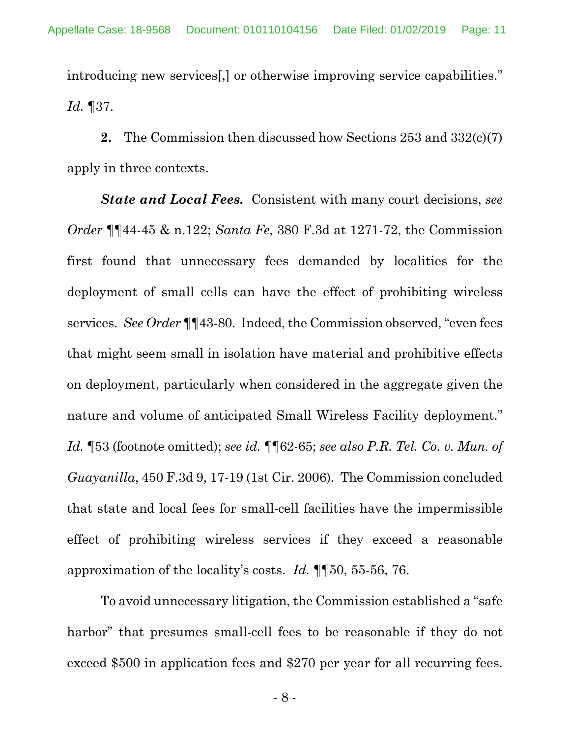introducing new services[,] or otherwise improving service capabilities." *Id.* ¶37.

**2.** The Commission then discussed how Sections 253 and 332(c)(7) apply in three contexts.

***State and Local Fees.*** Consistent with many court decisions, *see Order* ¶¶44-45 & n.122; *Santa Fe*, 380 F.3d at 1271-72, the Commission first found that unnecessary fees demanded by localities for the deployment of small cells can have the effect of prohibiting wireless services. *See Order* ¶¶43-80. Indeed, the Commission observed, "even fees that might seem small in isolation have material and prohibitive effects on deployment, particularly when considered in the aggregate given the nature and volume of anticipated Small Wireless Facility deployment." *Id.* ¶53 (footnote omitted); *see id.* ¶¶62-65; *see also P.R. Tel. Co. v. Mun. of Guayanilla*, 450 F.3d 9, 17-19 (1st Cir. 2006). The Commission concluded that state and local fees for small-cell facilities have the impermissible effect of prohibiting wireless services if they exceed a reasonable approximation of the locality's costs. *Id.* ¶¶50, 55-56, 76.

To avoid unnecessary litigation, the Commission established a "safe harbor" that presumes small-cell fees to be reasonable if they do not exceed $500 in application fees and $270 per year for all recurring fees.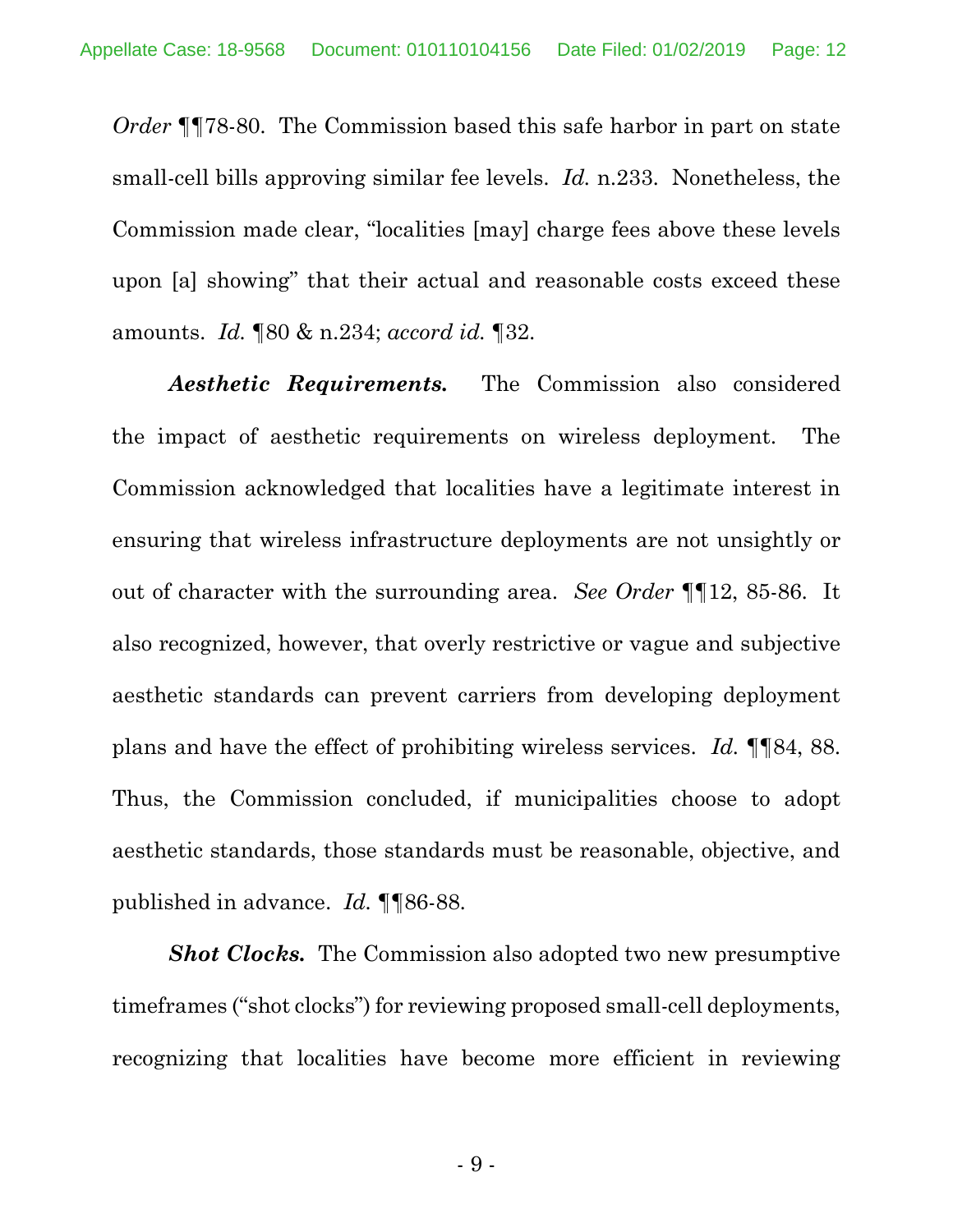*Order* ¶¶78-80. The Commission based this safe harbor in part on state small-cell bills approving similar fee levels. *Id.* n.233. Nonetheless, the Commission made clear, "localities [may] charge fees above these levels upon [a] showing" that their actual and reasonable costs exceed these amounts. *Id.* ¶80 & n.234; *accord id.* ¶32.

***Aesthetic Requirements.*** The Commission also considered the impact of aesthetic requirements on wireless deployment. The Commission acknowledged that localities have a legitimate interest in ensuring that wireless infrastructure deployments are not unsightly or out of character with the surrounding area. *See Order* ¶¶12, 85-86. It also recognized, however, that overly restrictive or vague and subjective aesthetic standards can prevent carriers from developing deployment plans and have the effect of prohibiting wireless services. *Id.* ¶¶84, 88. Thus, the Commission concluded, if municipalities choose to adopt aesthetic standards, those standards must be reasonable, objective, and published in advance. *Id.* ¶¶86-88.

***Shot Clocks.*** The Commission also adopted two new presumptive timeframes ("shot clocks") for reviewing proposed small-cell deployments, recognizing that localities have become more efficient in reviewing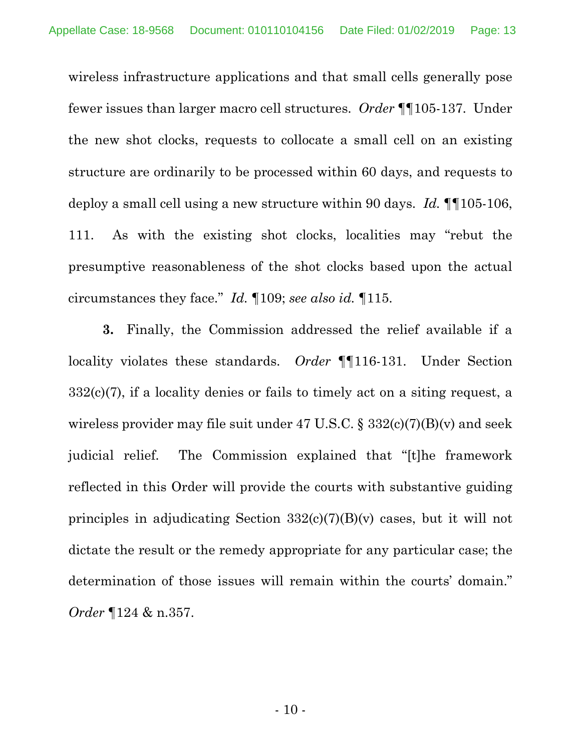wireless infrastructure applications and that small cells generally pose fewer issues than larger macro cell structures. *Order* ¶¶105-137. Under the new shot clocks, requests to collocate a small cell on an existing structure are ordinarily to be processed within 60 days, and requests to deploy a small cell using a new structure within 90 days. *Id.* ¶¶105-106, 111. As with the existing shot clocks, localities may "rebut the presumptive reasonableness of the shot clocks based upon the actual circumstances they face." *Id.* ¶109; *see also id.* ¶115.

**3.** Finally, the Commission addressed the relief available if a locality violates these standards. *Order* ¶¶116-131. Under Section 332(c)(7), if a locality denies or fails to timely act on a siting request, a wireless provider may file suit under 47 U.S.C. § 332(c)(7)(B)(v) and seek judicial relief. The Commission explained that "[t]he framework reflected in this Order will provide the courts with substantive guiding principles in adjudicating Section 332(c)(7)(B)(v) cases, but it will not dictate the result or the remedy appropriate for any particular case; the determination of those issues will remain within the courts' domain." *Order* ¶124 & n.357.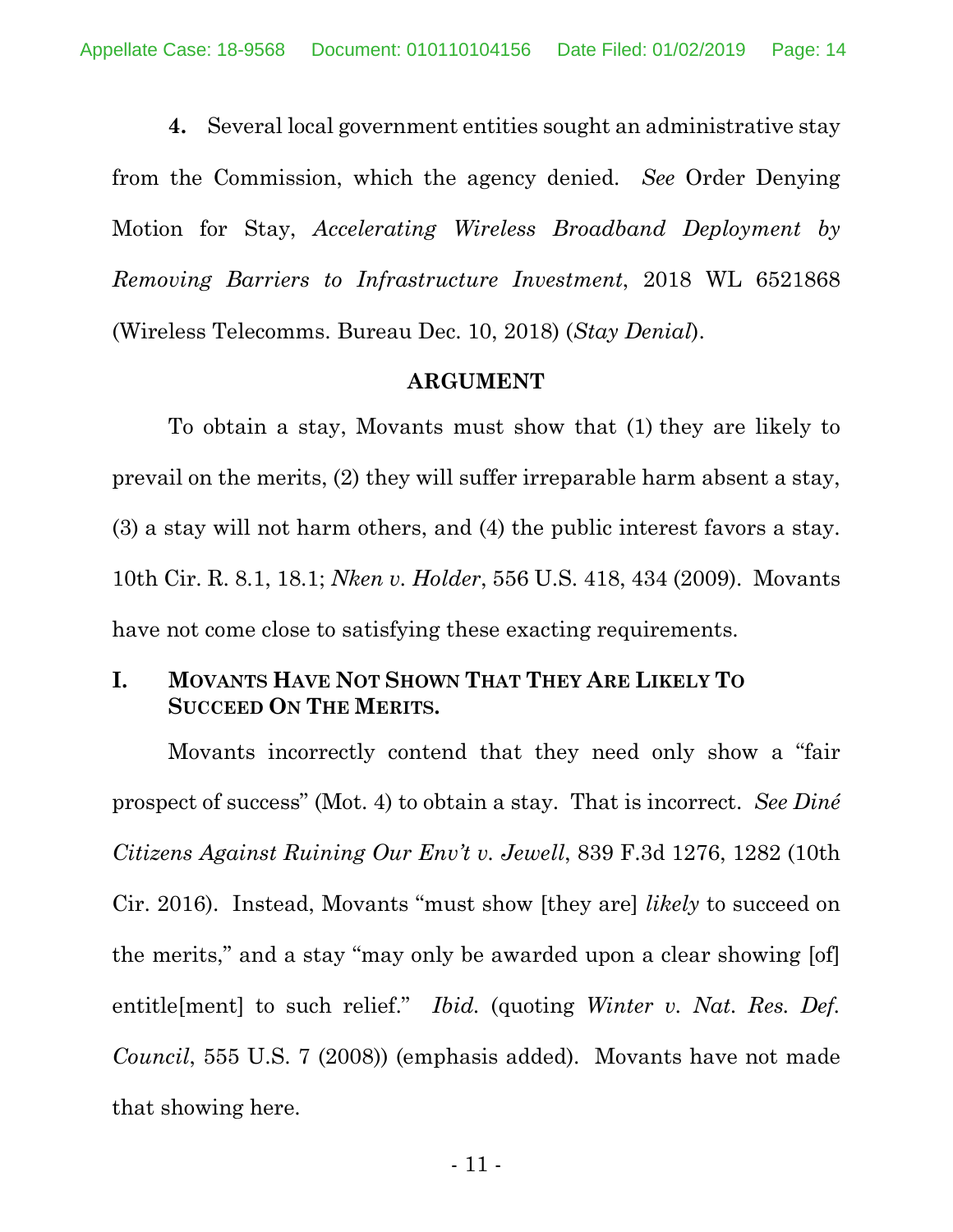**4.** Several local government entities sought an administrative stay from the Commission, which the agency denied. *See* Order Denying Motion for Stay, *Accelerating Wireless Broadband Deployment by Removing Barriers to Infrastructure Investment*, 2018 WL 6521868 (Wireless Telecomms. Bureau Dec. 10, 2018) (*Stay Denial*).

## ARGUMENT

To obtain a stay, Movants must show that (1) they are likely to prevail on the merits, (2) they will suffer irreparable harm absent a stay, (3) a stay will not harm others, and (4) the public interest favors a stay. 10th Cir. R. 8.1, 18.1; *Nken v. Holder*, 556 U.S. 418, 434 (2009). Movants have not come close to satisfying these exacting requirements.

### I. MOVANTS HAVE NOT SHOWN THAT THEY ARE LIKELY TO SUCCEED ON THE MERITS.

Movants incorrectly contend that they need only show a "fair prospect of success" (Mot. 4) to obtain a stay. That is incorrect. *See Diné Citizens Against Ruining Our Env't v. Jewell*, 839 F.3d 1276, 1282 (10th Cir. 2016). Instead, Movants "must show [they are] *likely* to succeed on the merits," and a stay "may only be awarded upon a clear showing [of] entitle[ment] to such relief." *Ibid.* (quoting *Winter v. Nat. Res. Def. Council*, 555 U.S. 7 (2008)) (emphasis added). Movants have not made that showing here.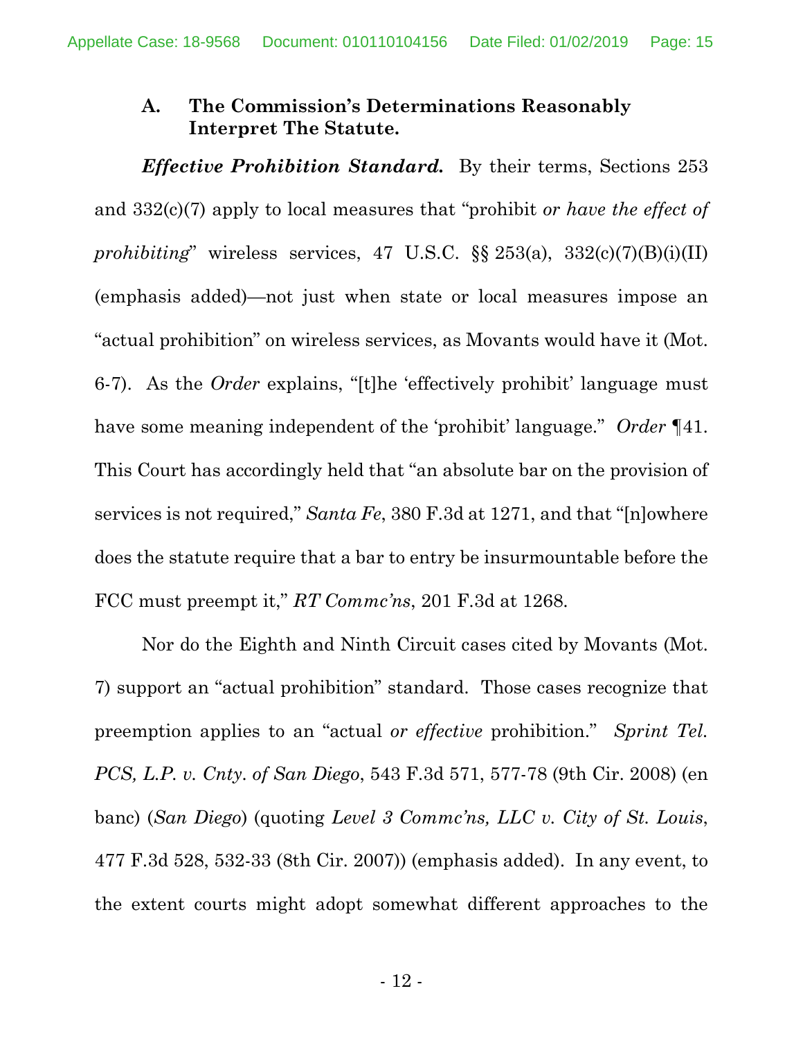### A. The Commission's Determinations Reasonably Interpret The Statute.

***Effective Prohibition Standard.*** By their terms, Sections 253 and 332(c)(7) apply to local measures that "prohibit *or have the effect of prohibiting*" wireless services, 47 U.S.C. §§ 253(a), 332(c)(7)(B)(i)(II) (emphasis added)—not just when state or local measures impose an "actual prohibition" on wireless services, as Movants would have it (Mot. 6-7). As the *Order* explains, "[t]he 'effectively prohibit' language must have some meaning independent of the 'prohibit' language." *Order* ¶41. This Court has accordingly held that "an absolute bar on the provision of services is not required," *Santa Fe*, 380 F.3d at 1271, and that "[n]owhere does the statute require that a bar to entry be insurmountable before the FCC must preempt it," *RT Commc'ns*, 201 F.3d at 1268.

Nor do the Eighth and Ninth Circuit cases cited by Movants (Mot. 7) support an "actual prohibition" standard. Those cases recognize that preemption applies to an "actual *or effective* prohibition." *Sprint Tel. PCS, L.P. v. Cnty. of San Diego*, 543 F.3d 571, 577-78 (9th Cir. 2008) (en banc) (*San Diego*) (quoting *Level 3 Commc'ns, LLC v. City of St. Louis*, 477 F.3d 528, 532-33 (8th Cir. 2007)) (emphasis added). In any event, to the extent courts might adopt somewhat different approaches to the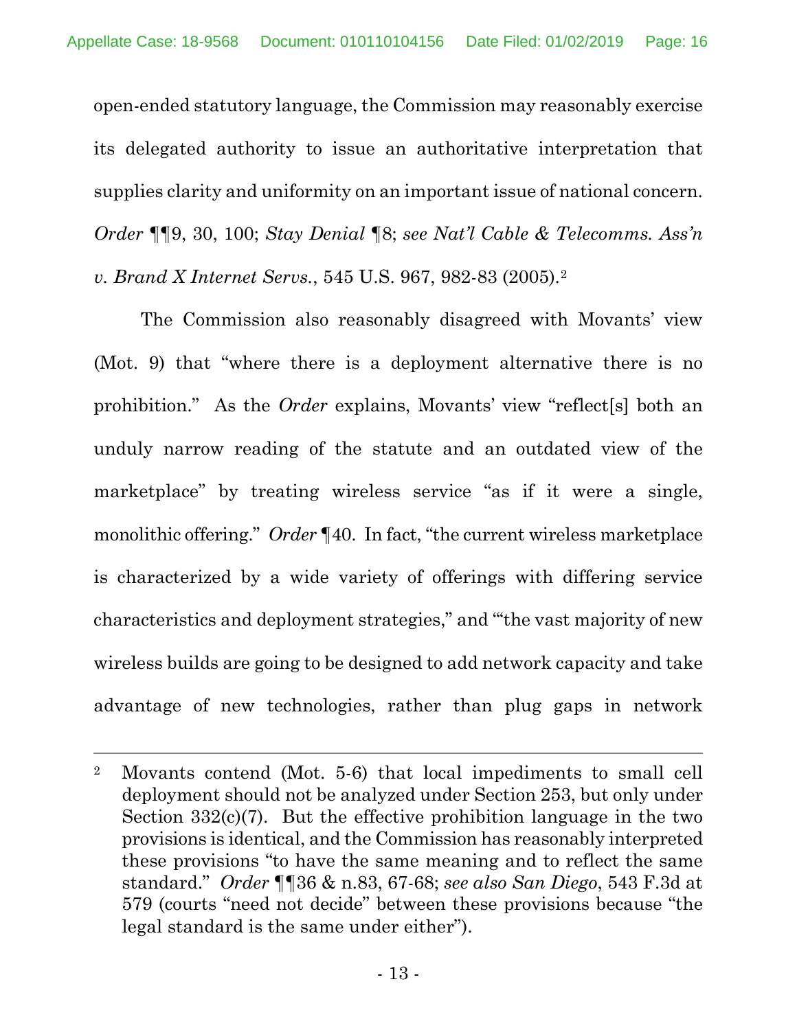open-ended statutory language, the Commission may reasonably exercise its delegated authority to issue an authoritative interpretation that supplies clarity and uniformity on an important issue of national concern. *Order* ¶¶9, 30, 100; *Stay Denial* ¶8; *see Nat'l Cable & Telecomms. Ass'n v. Brand X Internet Servs.*, 545 U.S. 967, 982-83 (2005).[2]

The Commission also reasonably disagreed with Movants' view (Mot. 9) that "where there is a deployment alternative there is no prohibition." As the *Order* explains, Movants' view "reflect[s] both an unduly narrow reading of the statute and an outdated view of the marketplace" by treating wireless service "as if it were a single, monolithic offering." *Order* ¶40. In fact, "the current wireless marketplace is characterized by a wide variety of offerings with differing service characteristics and deployment strategies," and "'the vast majority of new wireless builds are going to be designed to add network capacity and take advantage of new technologies, rather than plug gaps in network

---

[2] Movants contend (Mot. 5-6) that local impediments to small cell deployment should not be analyzed under Section 253, but only under Section 332(c)(7). But the effective prohibition language in the two provisions is identical, and the Commission has reasonably interpreted these provisions "to have the same meaning and to reflect the same standard." *Order* ¶¶36 & n.83, 67-68; *see also San Diego*, 543 F.3d at 579 (courts "need not decide" between these provisions because "the legal standard is the same under either").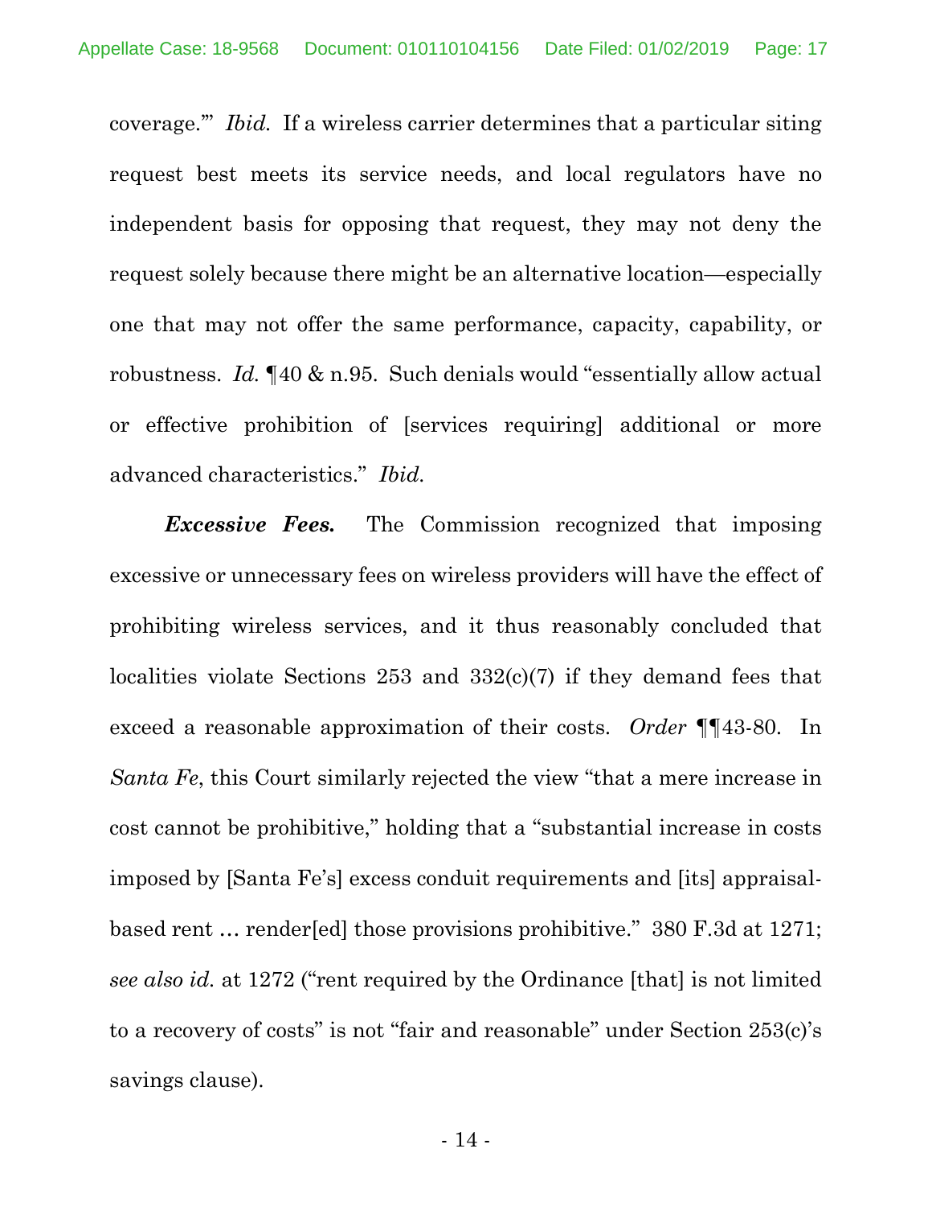coverage.'" *Ibid.* If a wireless carrier determines that a particular siting request best meets its service needs, and local regulators have no independent basis for opposing that request, they may not deny the request solely because there might be an alternative location—especially one that may not offer the same performance, capacity, capability, or robustness. *Id.* ¶40 & n.95. Such denials would "essentially allow actual or effective prohibition of [services requiring] additional or more advanced characteristics." *Ibid.*

***Excessive Fees.*** The Commission recognized that imposing excessive or unnecessary fees on wireless providers will have the effect of prohibiting wireless services, and it thus reasonably concluded that localities violate Sections 253 and 332(c)(7) if they demand fees that exceed a reasonable approximation of their costs. *Order* ¶¶43-80. In *Santa Fe*, this Court similarly rejected the view "that a mere increase in cost cannot be prohibitive," holding that a "substantial increase in costs imposed by [Santa Fe's] excess conduit requirements and [its] appraisal-based rent … render[ed] those provisions prohibitive." 380 F.3d at 1271; *see also id.* at 1272 ("rent required by the Ordinance [that] is not limited to a recovery of costs" is not "fair and reasonable" under Section 253(c)'s savings clause).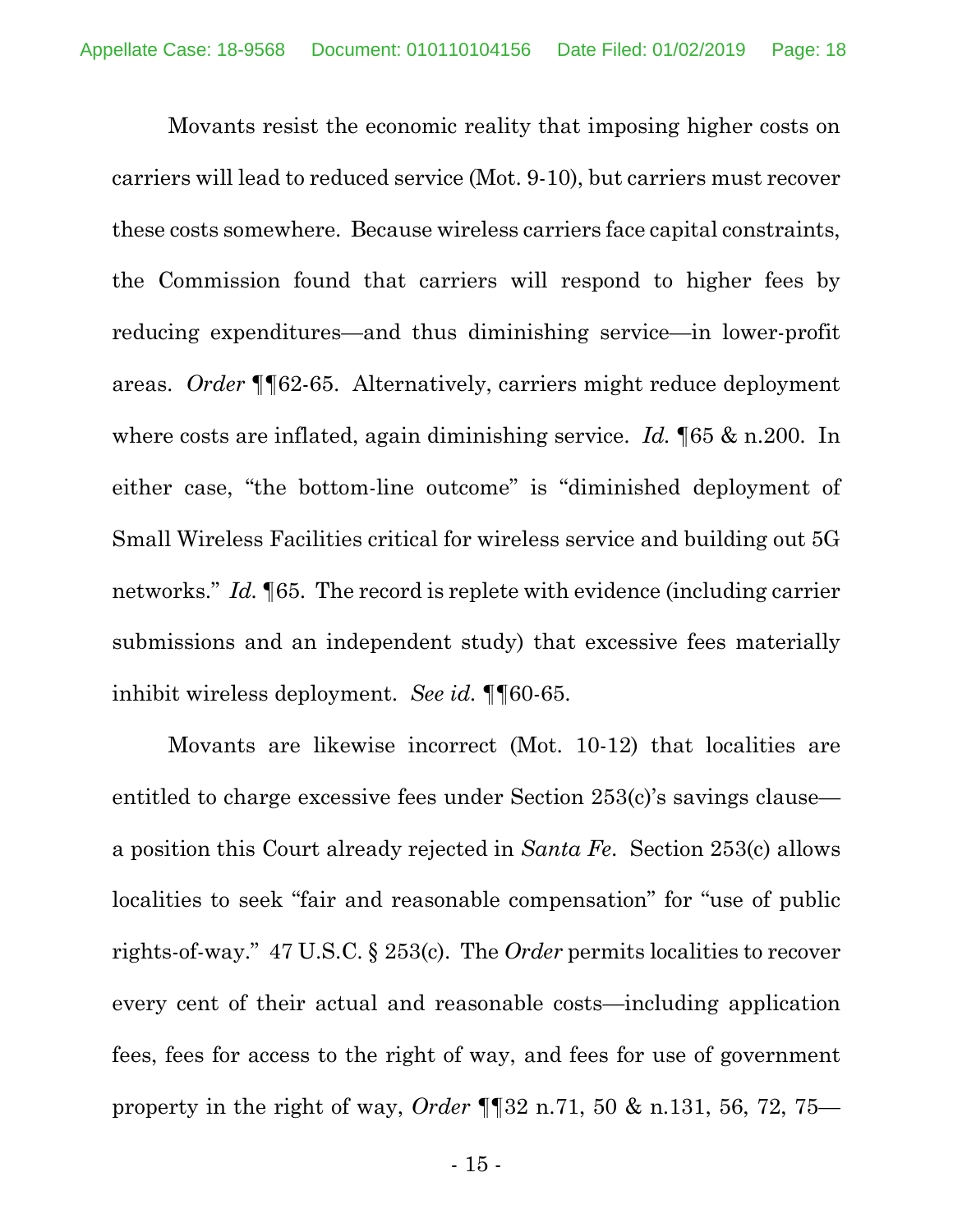Movants resist the economic reality that imposing higher costs on carriers will lead to reduced service (Mot. 9-10), but carriers must recover these costs somewhere. Because wireless carriers face capital constraints, the Commission found that carriers will respond to higher fees by reducing expenditures—and thus diminishing service—in lower-profit areas. *Order* ¶¶62-65. Alternatively, carriers might reduce deployment where costs are inflated, again diminishing service. *Id.* ¶65 & n.200. In either case, "the bottom-line outcome" is "diminished deployment of Small Wireless Facilities critical for wireless service and building out 5G networks." *Id.* ¶65. The record is replete with evidence (including carrier submissions and an independent study) that excessive fees materially inhibit wireless deployment. *See id.* ¶¶60-65.

Movants are likewise incorrect (Mot. 10-12) that localities are entitled to charge excessive fees under Section 253(c)'s savings clause—a position this Court already rejected in *Santa Fe*. Section 253(c) allows localities to seek "fair and reasonable compensation" for "use of public rights-of-way." 47 U.S.C. § 253(c). The *Order* permits localities to recover every cent of their actual and reasonable costs—including application fees, fees for access to the right of way, and fees for use of government property in the right of way, *Order* ¶¶32 n.71, 50 & n.131, 56, 72, 75—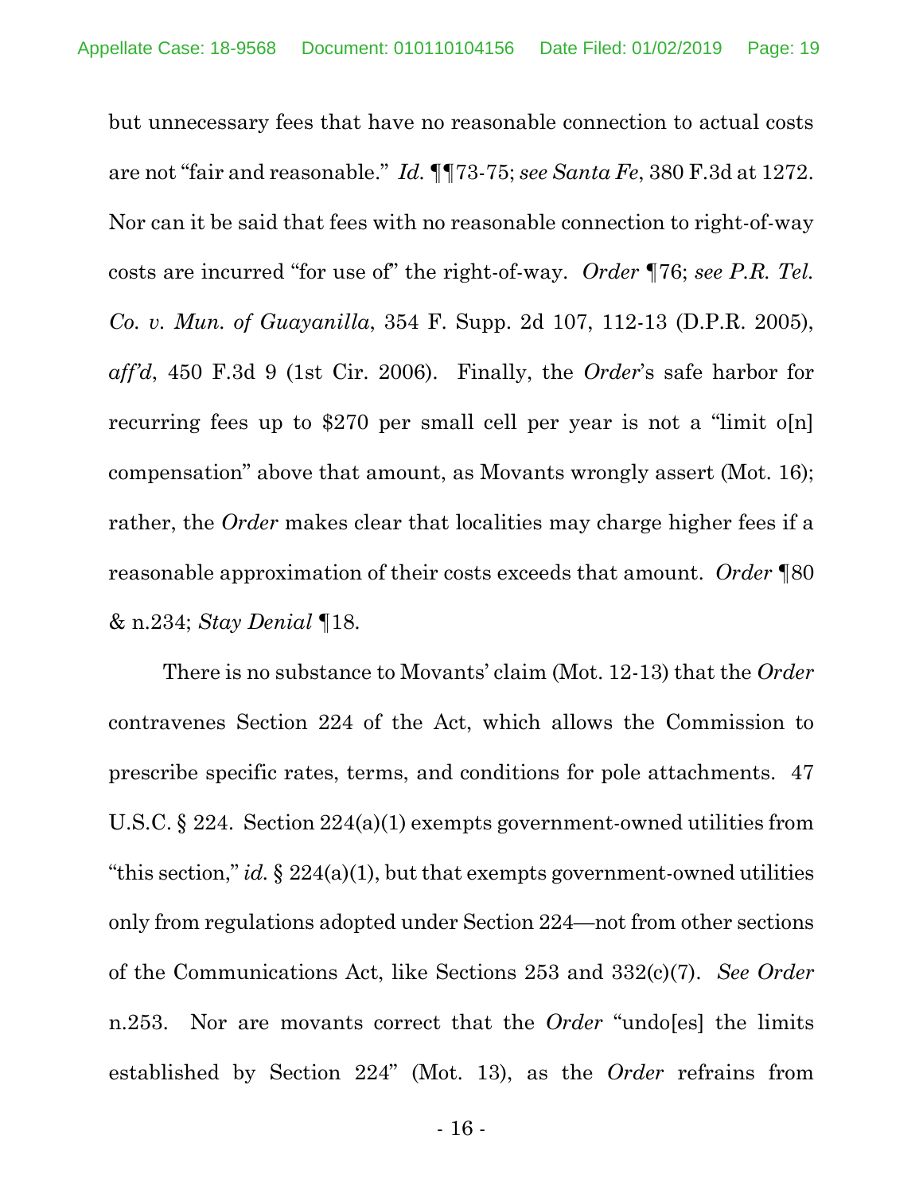but unnecessary fees that have no reasonable connection to actual costs are not "fair and reasonable." *Id.* ¶¶73-75; *see Santa Fe*, 380 F.3d at 1272. Nor can it be said that fees with no reasonable connection to right-of-way costs are incurred "for use of" the right-of-way. *Order* ¶76; *see P.R. Tel. Co. v. Mun. of Guayanilla*, 354 F. Supp. 2d 107, 112-13 (D.P.R. 2005), *aff'd*, 450 F.3d 9 (1st Cir. 2006). Finally, the *Order*'s safe harbor for recurring fees up to $270 per small cell per year is not a "limit o[n] compensation" above that amount, as Movants wrongly assert (Mot. 16); rather, the *Order* makes clear that localities may charge higher fees if a reasonable approximation of their costs exceeds that amount. *Order* ¶80 & n.234; *Stay Denial* ¶18.

There is no substance to Movants' claim (Mot. 12-13) that the *Order* contravenes Section 224 of the Act, which allows the Commission to prescribe specific rates, terms, and conditions for pole attachments. 47 U.S.C. § 224. Section 224(a)(1) exempts government-owned utilities from "this section," *id.* § 224(a)(1), but that exempts government-owned utilities only from regulations adopted under Section 224—not from other sections of the Communications Act, like Sections 253 and 332(c)(7). *See Order* n.253. Nor are movants correct that the *Order* "undo[es] the limits established by Section 224" (Mot. 13), as the *Order* refrains from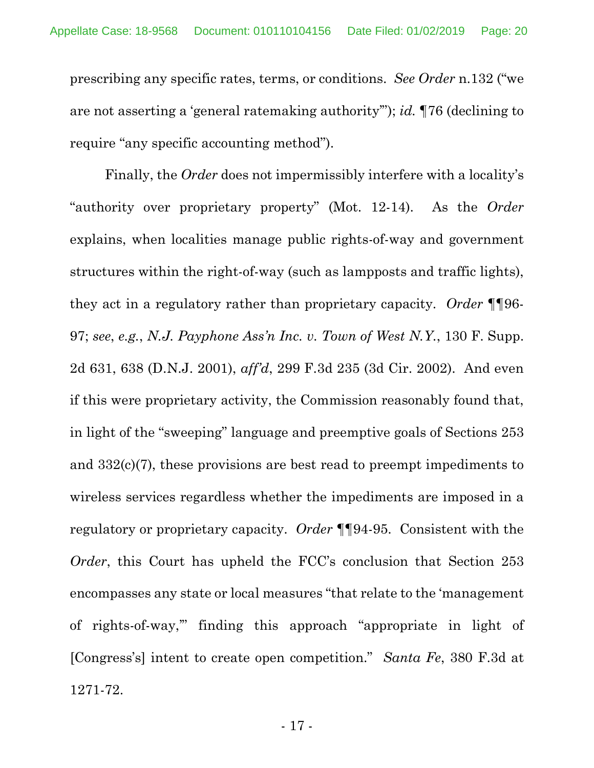prescribing any specific rates, terms, or conditions. *See Order* n.132 ("we are not asserting a 'general ratemaking authority'"); *id.* ¶76 (declining to require "any specific accounting method").

Finally, the *Order* does not impermissibly interfere with a locality's "authority over proprietary property" (Mot. 12-14). As the *Order* explains, when localities manage public rights-of-way and government structures within the right-of-way (such as lampposts and traffic lights), they act in a regulatory rather than proprietary capacity. *Order* ¶¶96-97; *see*, *e.g.*, *N.J. Payphone Ass'n Inc. v. Town of West N.Y.*, 130 F. Supp. 2d 631, 638 (D.N.J. 2001), *aff'd*, 299 F.3d 235 (3d Cir. 2002). And even if this were proprietary activity, the Commission reasonably found that, in light of the "sweeping" language and preemptive goals of Sections 253 and 332(c)(7), these provisions are best read to preempt impediments to wireless services regardless whether the impediments are imposed in a regulatory or proprietary capacity. *Order* ¶¶94-95. Consistent with the *Order*, this Court has upheld the FCC's conclusion that Section 253 encompasses any state or local measures "that relate to the 'management of rights-of-way,'" finding this approach "appropriate in light of [Congress's] intent to create open competition." *Santa Fe*, 380 F.3d at 1271-72.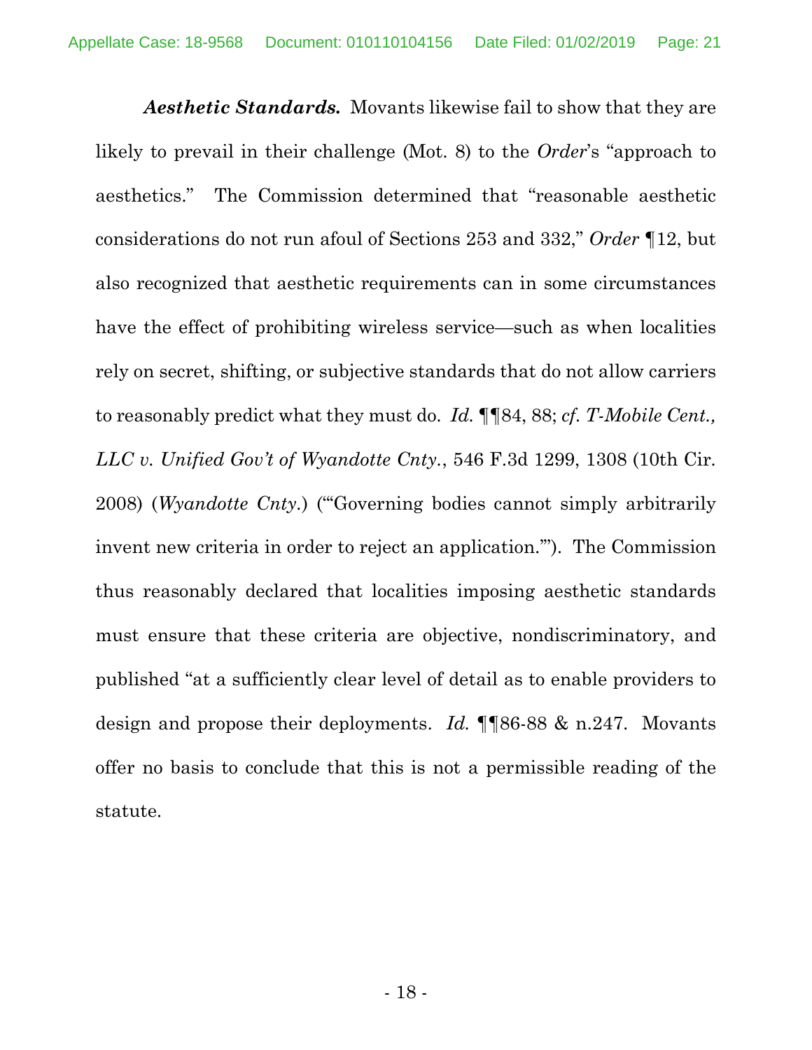***Aesthetic Standards.*** Movants likewise fail to show that they are likely to prevail in their challenge (Mot. 8) to the *Order*'s "approach to aesthetics." The Commission determined that "reasonable aesthetic considerations do not run afoul of Sections 253 and 332," *Order* ¶12, but also recognized that aesthetic requirements can in some circumstances have the effect of prohibiting wireless service—such as when localities rely on secret, shifting, or subjective standards that do not allow carriers to reasonably predict what they must do. *Id.* ¶¶84, 88; *cf. T-Mobile Cent., LLC v. Unified Gov't of Wyandotte Cnty.*, 546 F.3d 1299, 1308 (10th Cir. 2008) (*Wyandotte Cnty.*) ("'Governing bodies cannot simply arbitrarily invent new criteria in order to reject an application.'"). The Commission thus reasonably declared that localities imposing aesthetic standards must ensure that these criteria are objective, nondiscriminatory, and published "at a sufficiently clear level of detail as to enable providers to design and propose their deployments. *Id.* ¶¶86-88 & n.247. Movants offer no basis to conclude that this is not a permissible reading of the statute.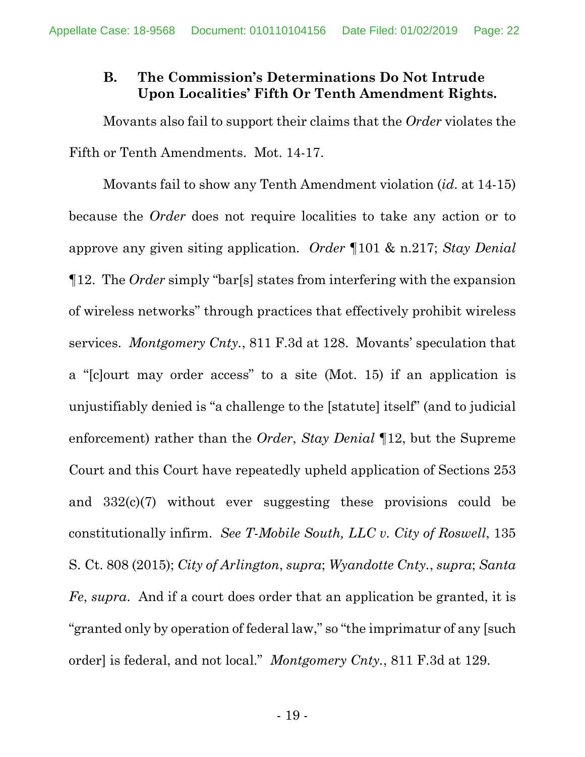### B. The Commission's Determinations Do Not Intrude Upon Localities' Fifth Or Tenth Amendment Rights.

Movants also fail to support their claims that the *Order* violates the Fifth or Tenth Amendments. Mot. 14-17.

Movants fail to show any Tenth Amendment violation (*id*. at 14-15) because the *Order* does not require localities to take any action or to approve any given siting application. *Order* ¶101 & n.217; *Stay Denial* ¶12. The *Order* simply "bar[s] states from interfering with the expansion of wireless networks" through practices that effectively prohibit wireless services. *Montgomery Cnty.*, 811 F.3d at 128. Movants' speculation that a "[c]ourt may order access" to a site (Mot. 15) if an application is unjustifiably denied is "a challenge to the [statute] itself" (and to judicial enforcement) rather than the *Order*, *Stay Denial* ¶12, but the Supreme Court and this Court have repeatedly upheld application of Sections 253 and 332(c)(7) without ever suggesting these provisions could be constitutionally infirm. *See T-Mobile South, LLC v. City of Roswell*, 135 S. Ct. 808 (2015); *City of Arlington*, *supra*; *Wyandotte Cnty.*, *supra*; *Santa Fe*, *supra*. And if a court does order that an application be granted, it is "granted only by operation of federal law," so "the imprimatur of any [such order] is federal, and not local." *Montgomery Cnty.*, 811 F.3d at 129.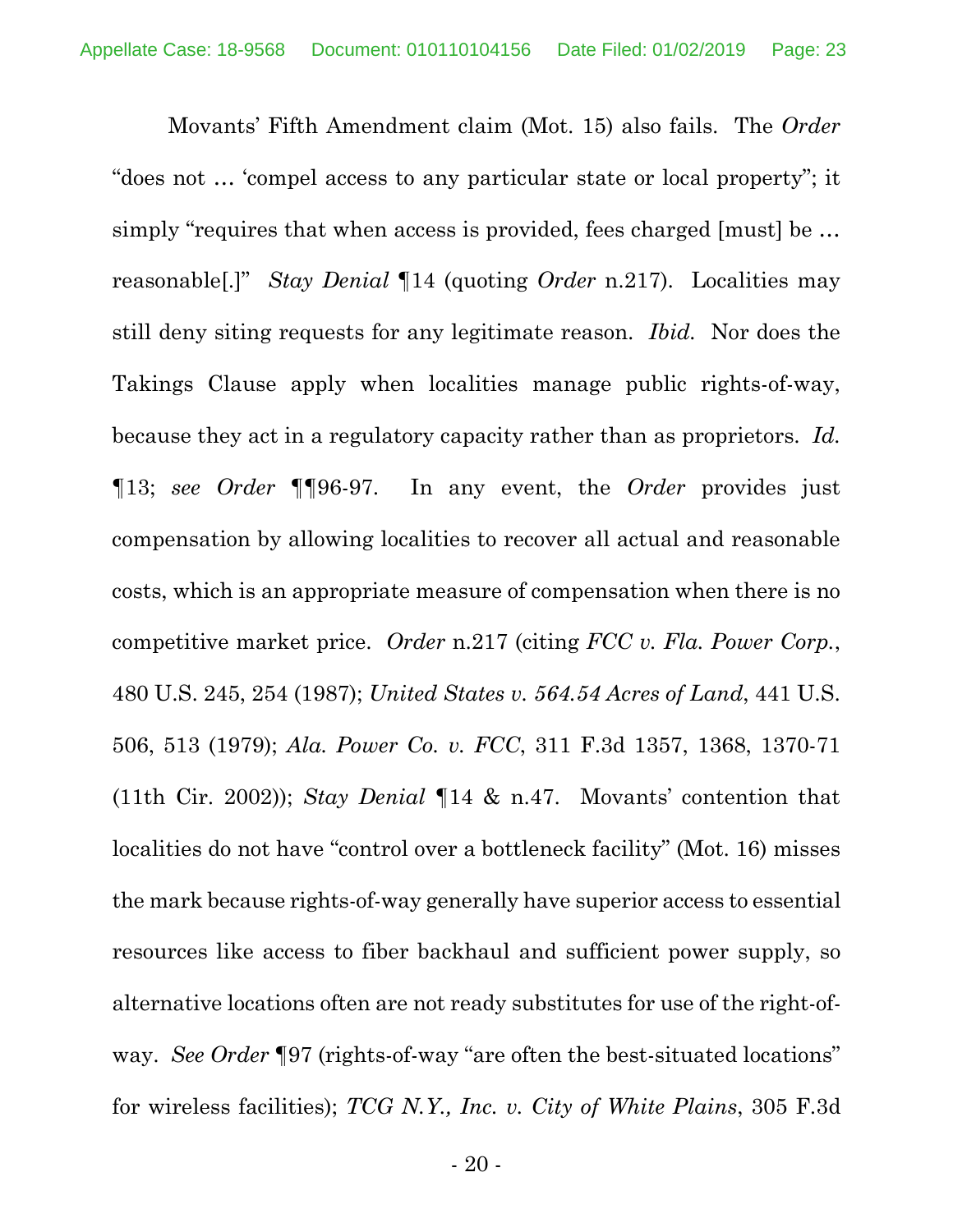Movants' Fifth Amendment claim (Mot. 15) also fails. The *Order* "does not … 'compel access to any particular state or local property"; it simply "requires that when access is provided, fees charged [must] be … reasonable[.]" *Stay Denial* ¶14 (quoting *Order* n.217). Localities may still deny siting requests for any legitimate reason. *Ibid.* Nor does the Takings Clause apply when localities manage public rights-of-way, because they act in a regulatory capacity rather than as proprietors. *Id.* ¶13; *see Order* ¶¶96-97. In any event, the *Order* provides just compensation by allowing localities to recover all actual and reasonable costs, which is an appropriate measure of compensation when there is no competitive market price. *Order* n.217 (citing *FCC v. Fla. Power Corp.*, 480 U.S. 245, 254 (1987); *United States v. 564.54 Acres of Land*, 441 U.S. 506, 513 (1979); *Ala. Power Co. v. FCC*, 311 F.3d 1357, 1368, 1370-71 (11th Cir. 2002)); *Stay Denial* ¶14 & n.47. Movants' contention that localities do not have "control over a bottleneck facility" (Mot. 16) misses the mark because rights-of-way generally have superior access to essential resources like access to fiber backhaul and sufficient power supply, so alternative locations often are not ready substitutes for use of the right-of-way. *See Order* ¶97 (rights-of-way "are often the best-situated locations" for wireless facilities); *TCG N.Y., Inc. v. City of White Plains*, 305 F.3d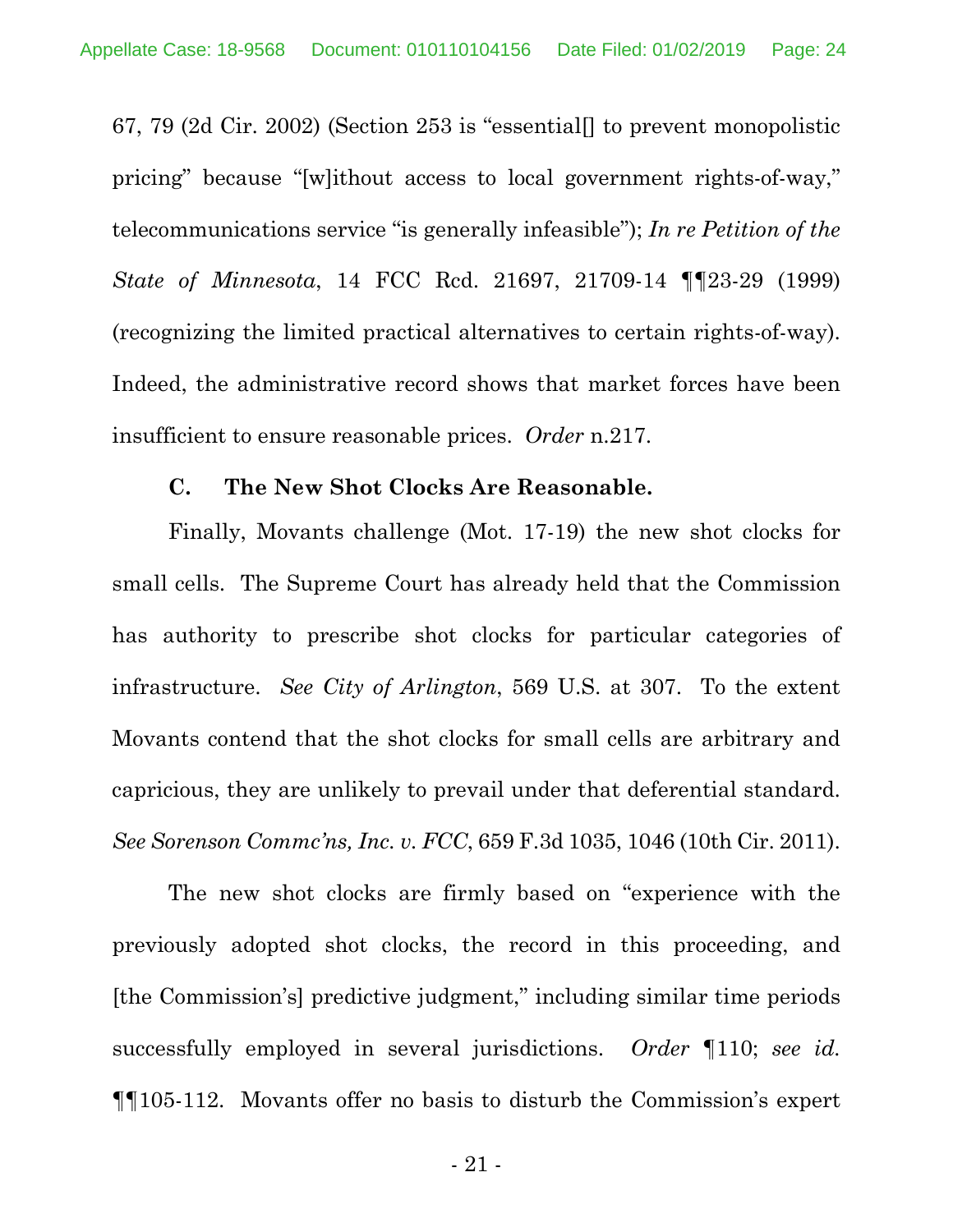67, 79 (2d Cir. 2002) (Section 253 is "essential[] to prevent monopolistic pricing" because "[w]ithout access to local government rights-of-way," telecommunications service "is generally infeasible"); *In re Petition of the State of Minnesota*, 14 FCC Rcd. 21697, 21709-14 ¶¶23-29 (1999) (recognizing the limited practical alternatives to certain rights-of-way). Indeed, the administrative record shows that market forces have been insufficient to ensure reasonable prices. *Order* n.217.

### C. The New Shot Clocks Are Reasonable.

Finally, Movants challenge (Mot. 17-19) the new shot clocks for small cells. The Supreme Court has already held that the Commission has authority to prescribe shot clocks for particular categories of infrastructure. *See City of Arlington*, 569 U.S. at 307. To the extent Movants contend that the shot clocks for small cells are arbitrary and capricious, they are unlikely to prevail under that deferential standard. *See Sorenson Commc'ns, Inc. v. FCC*, 659 F.3d 1035, 1046 (10th Cir. 2011).

The new shot clocks are firmly based on "experience with the previously adopted shot clocks, the record in this proceeding, and [the Commission's] predictive judgment," including similar time periods successfully employed in several jurisdictions. *Order* ¶110; *see id.* ¶¶105-112. Movants offer no basis to disturb the Commission's expert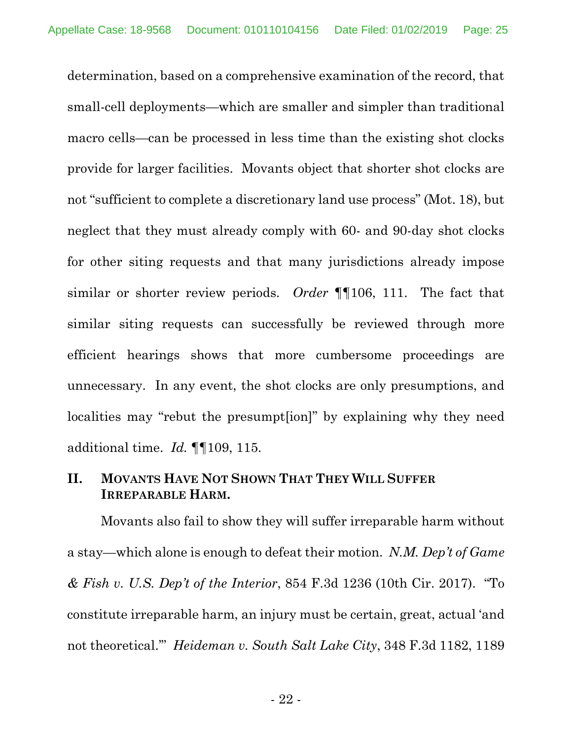determination, based on a comprehensive examination of the record, that small-cell deployments—which are smaller and simpler than traditional macro cells—can be processed in less time than the existing shot clocks provide for larger facilities. Movants object that shorter shot clocks are not "sufficient to complete a discretionary land use process" (Mot. 18), but neglect that they must already comply with 60- and 90-day shot clocks for other siting requests and that many jurisdictions already impose similar or shorter review periods. *Order* ¶¶106, 111. The fact that similar siting requests can successfully be reviewed through more efficient hearings shows that more cumbersome proceedings are unnecessary. In any event, the shot clocks are only presumptions, and localities may "rebut the presumpt[ion]" by explaining why they need additional time. *Id.* ¶¶109, 115.

## II. MOVANTS HAVE NOT SHOWN THAT THEY WILL SUFFER IRREPARABLE HARM.

Movants also fail to show they will suffer irreparable harm without a stay—which alone is enough to defeat their motion. *N.M. Dep't of Game & Fish v. U.S. Dep't of the Interior*, 854 F.3d 1236 (10th Cir. 2017). "To constitute irreparable harm, an injury must be certain, great, actual 'and not theoretical.'" *Heideman v. South Salt Lake City*, 348 F.3d 1182, 1189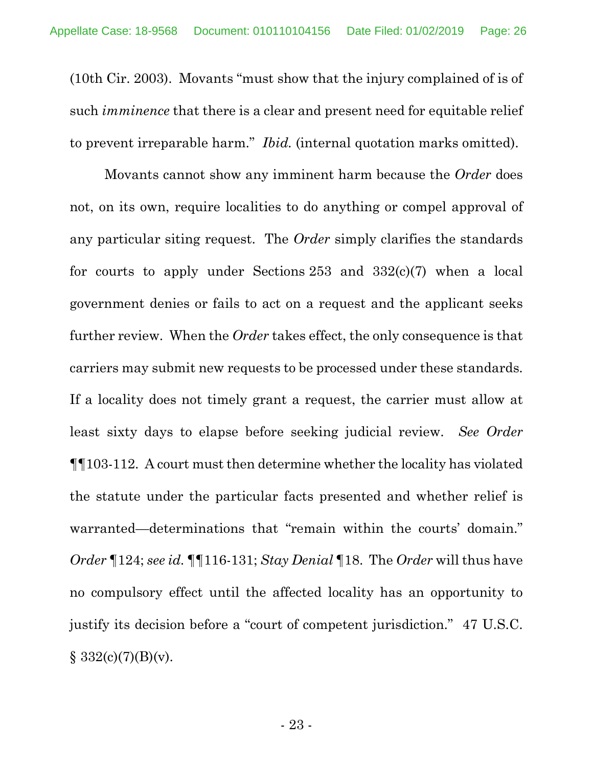(10th Cir. 2003). Movants "must show that the injury complained of is of such *imminence* that there is a clear and present need for equitable relief to prevent irreparable harm." *Ibid.* (internal quotation marks omitted).

Movants cannot show any imminent harm because the *Order* does not, on its own, require localities to do anything or compel approval of any particular siting request. The *Order* simply clarifies the standards for courts to apply under Sections 253 and 332(c)(7) when a local government denies or fails to act on a request and the applicant seeks further review. When the *Order* takes effect, the only consequence is that carriers may submit new requests to be processed under these standards. If a locality does not timely grant a request, the carrier must allow at least sixty days to elapse before seeking judicial review. *See Order* ¶¶103-112. A court must then determine whether the locality has violated the statute under the particular facts presented and whether relief is warranted—determinations that "remain within the courts' domain." *Order* ¶124; *see id.* ¶¶116-131; *Stay Denial* ¶18. The *Order* will thus have no compulsory effect until the affected locality has an opportunity to justify its decision before a "court of competent jurisdiction." 47 U.S.C. § 332(c)(7)(B)(v).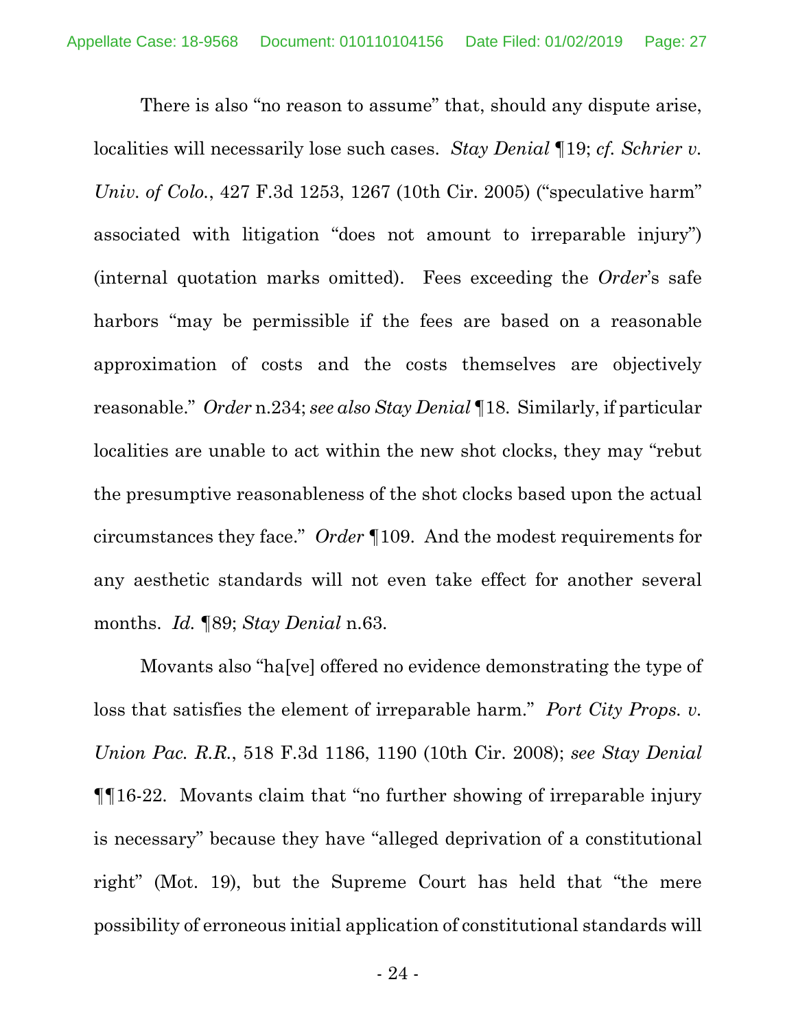There is also "no reason to assume" that, should any dispute arise, localities will necessarily lose such cases. *Stay Denial* ¶19; *cf. Schrier v. Univ. of Colo.*, 427 F.3d 1253, 1267 (10th Cir. 2005) ("speculative harm" associated with litigation "does not amount to irreparable injury") (internal quotation marks omitted). Fees exceeding the *Order*'s safe harbors "may be permissible if the fees are based on a reasonable approximation of costs and the costs themselves are objectively reasonable." *Order* n.234; *see also Stay Denial* ¶18. Similarly, if particular localities are unable to act within the new shot clocks, they may "rebut the presumptive reasonableness of the shot clocks based upon the actual circumstances they face." *Order* ¶109. And the modest requirements for any aesthetic standards will not even take effect for another several months. *Id.* ¶89; *Stay Denial* n.63.

Movants also "ha[ve] offered no evidence demonstrating the type of loss that satisfies the element of irreparable harm." *Port City Props. v. Union Pac. R.R.*, 518 F.3d 1186, 1190 (10th Cir. 2008); *see Stay Denial* ¶¶16-22. Movants claim that "no further showing of irreparable injury is necessary" because they have "alleged deprivation of a constitutional right" (Mot. 19), but the Supreme Court has held that "the mere possibility of erroneous initial application of constitutional standards will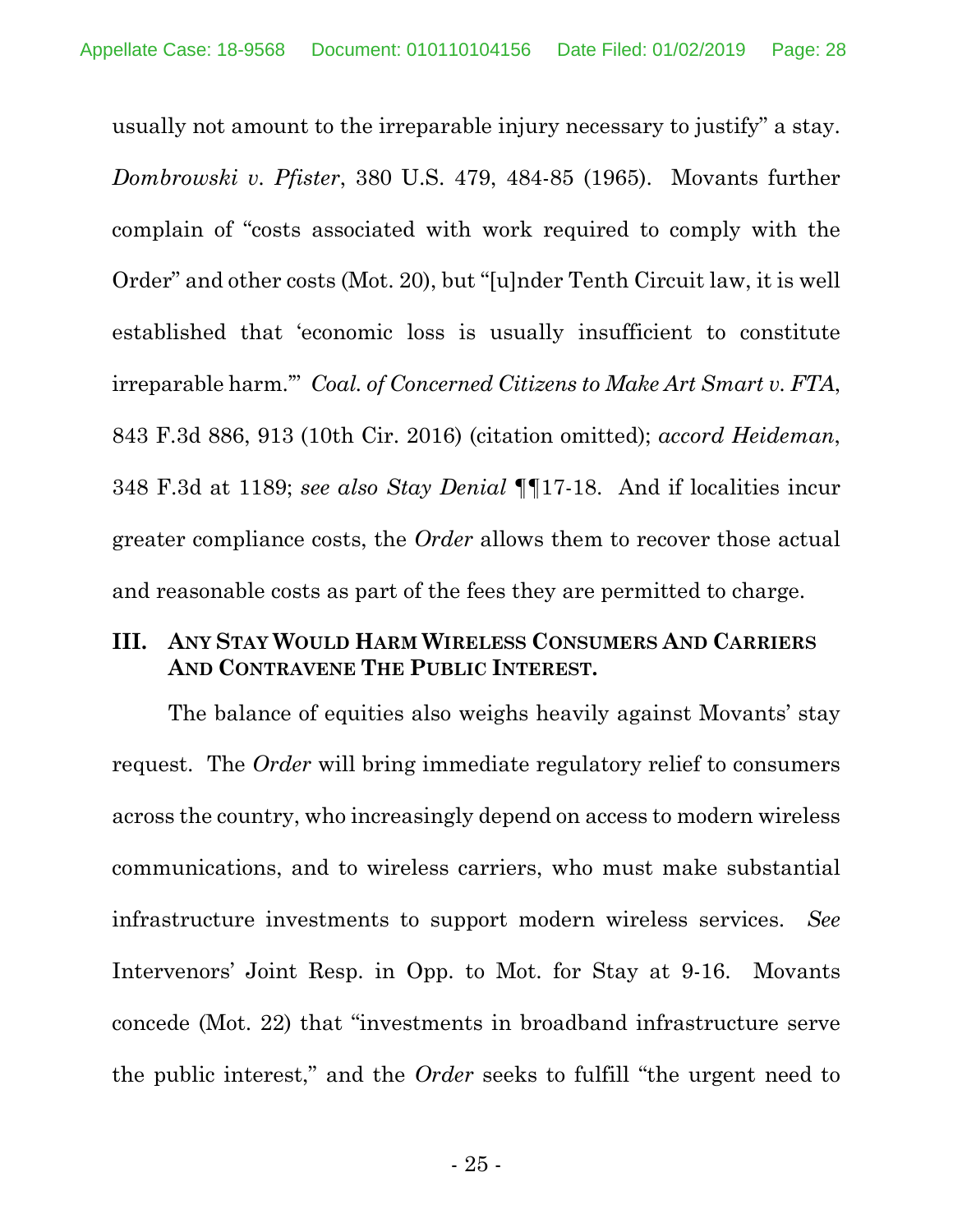usually not amount to the irreparable injury necessary to justify" a stay. *Dombrowski v. Pfister*, 380 U.S. 479, 484-85 (1965). Movants further complain of "costs associated with work required to comply with the Order" and other costs (Mot. 20), but "[u]nder Tenth Circuit law, it is well established that 'economic loss is usually insufficient to constitute irreparable harm.'" *Coal. of Concerned Citizens to Make Art Smart v. FTA*, 843 F.3d 886, 913 (10th Cir. 2016) (citation omitted); *accord Heideman*, 348 F.3d at 1189; *see also Stay Denial* ¶¶17-18. And if localities incur greater compliance costs, the *Order* allows them to recover those actual and reasonable costs as part of the fees they are permitted to charge.

## III. ANY STAY WOULD HARM WIRELESS CONSUMERS AND CARRIERS AND CONTRAVENE THE PUBLIC INTEREST.

The balance of equities also weighs heavily against Movants' stay request. The *Order* will bring immediate regulatory relief to consumers across the country, who increasingly depend on access to modern wireless communications, and to wireless carriers, who must make substantial infrastructure investments to support modern wireless services. *See* Intervenors' Joint Resp. in Opp. to Mot. for Stay at 9-16. Movants concede (Mot. 22) that "investments in broadband infrastructure serve the public interest," and the *Order* seeks to fulfill "the urgent need to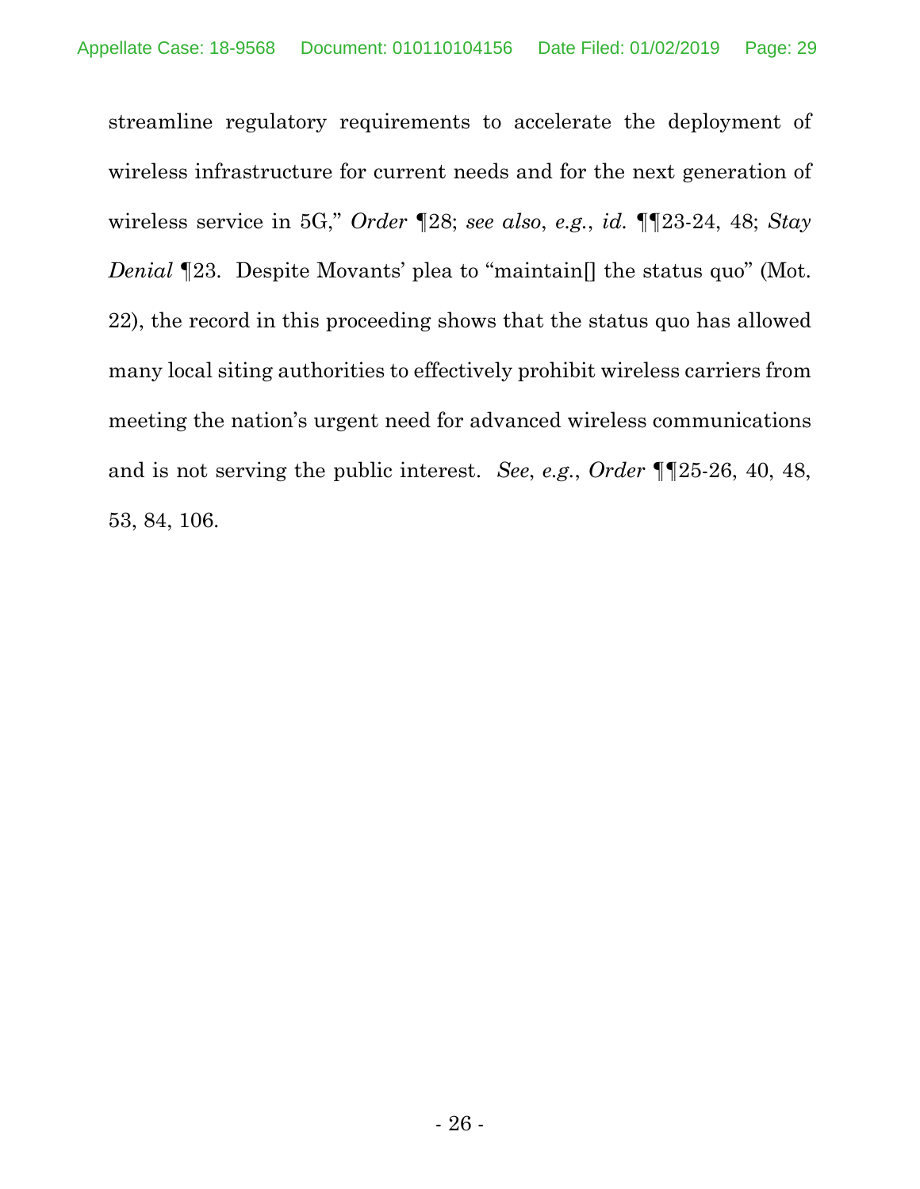streamline regulatory requirements to accelerate the deployment of wireless infrastructure for current needs and for the next generation of wireless service in 5G," *Order* ¶28; *see also*, *e.g.*, *id.* ¶¶23-24, 48; *Stay Denial* ¶23. Despite Movants' plea to "maintain[] the status quo" (Mot. 22), the record in this proceeding shows that the status quo has allowed many local siting authorities to effectively prohibit wireless carriers from meeting the nation's urgent need for advanced wireless communications and is not serving the public interest. *See*, *e.g.*, *Order* ¶¶25-26, 40, 48, 53, 84, 106.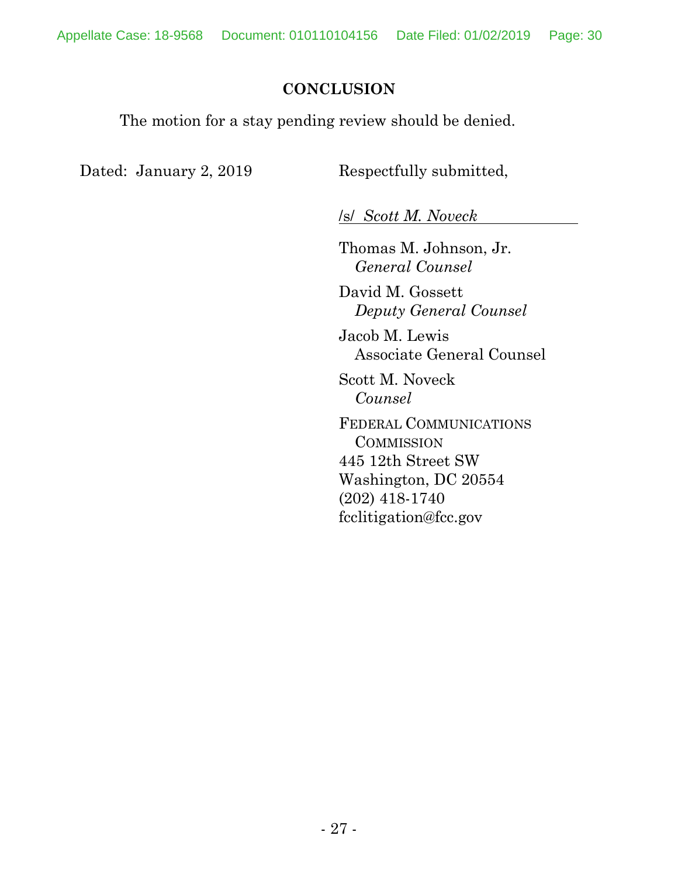## CONCLUSION

The motion for a stay pending review should be denied.

Dated: January 2, 2019

Respectfully submitted,

/s/ *Scott M. Noveck*

Thomas M. Johnson, Jr.
*General Counsel*

David M. Gossett
*Deputy General Counsel*

Jacob M. Lewis
Associate General Counsel

Scott M. Noveck
*Counsel*

FEDERAL COMMUNICATIONS COMMISSION
445 12th Street SW
Washington, DC 20554
(202) 418-1740
fcclitigation@fcc.gov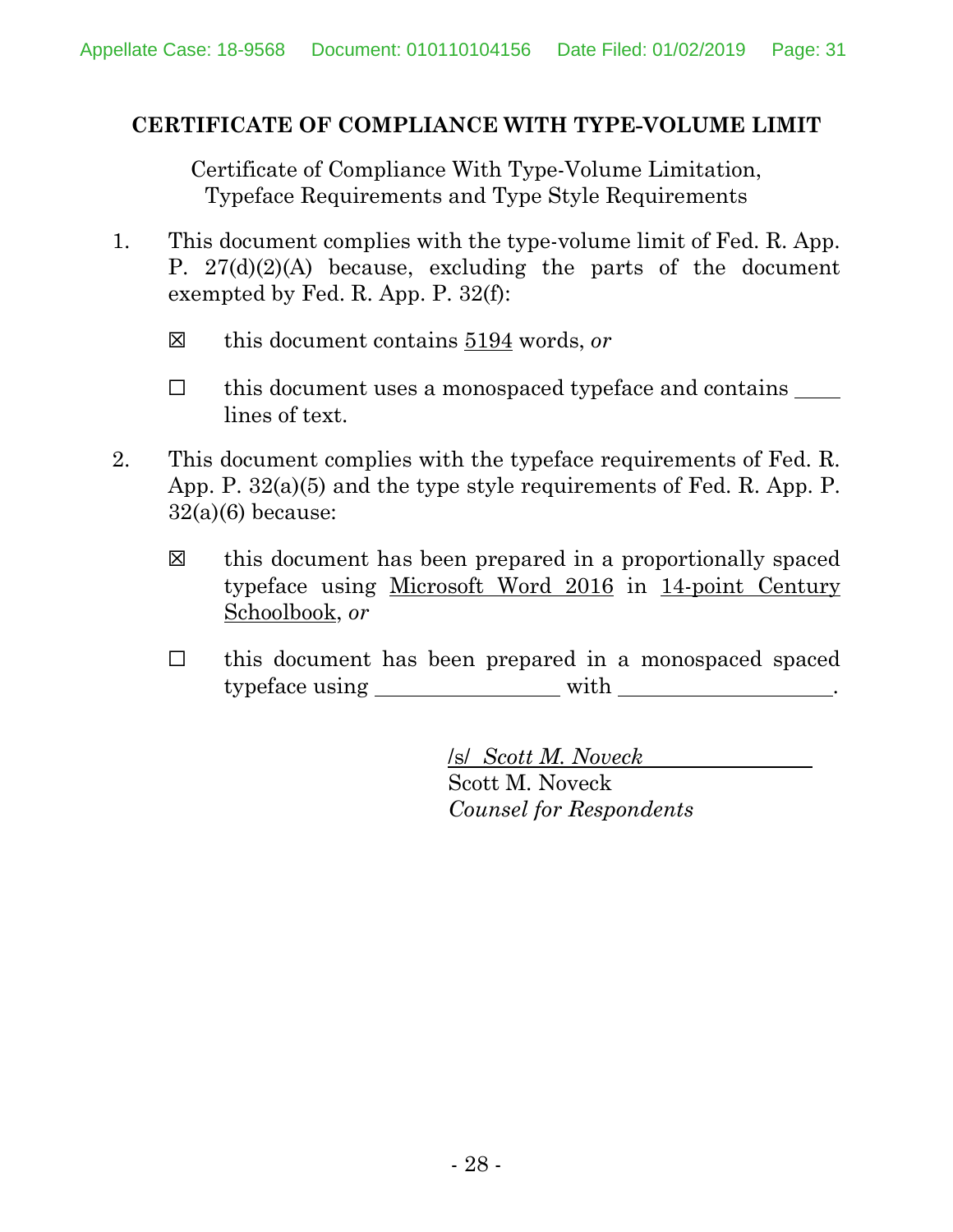**CERTIFICATE OF COMPLIANCE WITH TYPE-VOLUME LIMIT**

Certificate of Compliance With Type-Volume Limitation,
Typeface Requirements and Type Style Requirements

1. This document complies with the type-volume limit of Fed. R. App. P. 27(d)(2)(A) because, excluding the parts of the document exempted by Fed. R. App. P. 32(f):

   ☒ this document contains 5194 words, *or*

   ☐ this document uses a monospaced typeface and contains ____ lines of text.

2. This document complies with the typeface requirements of Fed. R. App. P. 32(a)(5) and the type style requirements of Fed. R. App. P. 32(a)(6) because:

   ☒ this document has been prepared in a proportionally spaced typeface using Microsoft Word 2016 in 14-point Century Schoolbook, *or*

   ☐ this document has been prepared in a monospaced spaced typeface using ________________ with ___________________.

/s/ *Scott M. Noveck*
Scott M. Noveck
*Counsel for Respondents*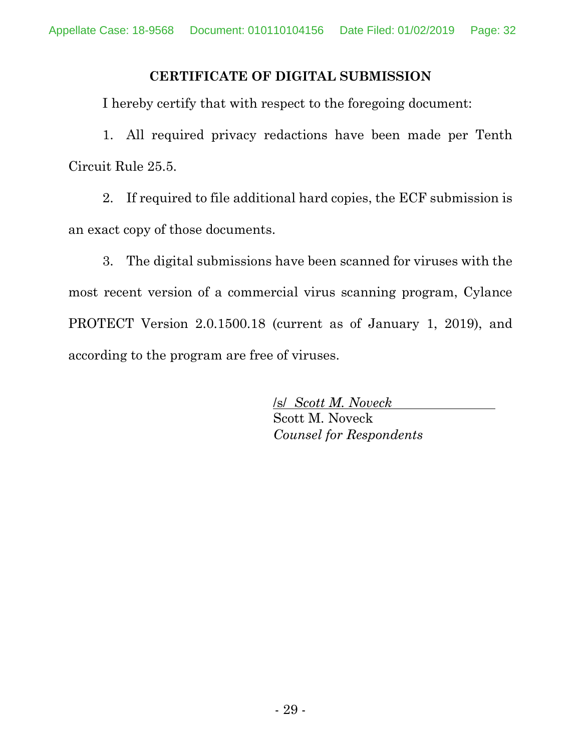## CERTIFICATE OF DIGITAL SUBMISSION

I hereby certify that with respect to the foregoing document:

1. All required privacy redactions have been made per Tenth Circuit Rule 25.5.

2. If required to file additional hard copies, the ECF submission is an exact copy of those documents.

3. The digital submissions have been scanned for viruses with the most recent version of a commercial virus scanning program, Cylance PROTECT Version 2.0.1500.18 (current as of January 1, 2019), and according to the program are free of viruses.

/s/ *Scott M. Noveck*
Scott M. Noveck
*Counsel for Respondents*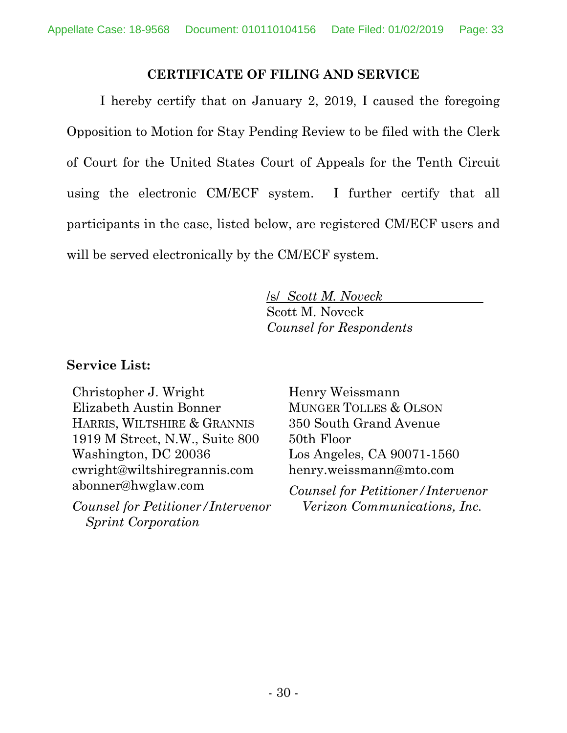## CERTIFICATE OF FILING AND SERVICE

I hereby certify that on January 2, 2019, I caused the foregoing Opposition to Motion for Stay Pending Review to be filed with the Clerk of Court for the United States Court of Appeals for the Tenth Circuit using the electronic CM/ECF system. I further certify that all participants in the case, listed below, are registered CM/ECF users and will be served electronically by the CM/ECF system.

/s/ *Scott M. Noveck*
Scott M. Noveck
*Counsel for Respondents*

**Service List:**

Christopher J. Wright
Elizabeth Austin Bonner
HARRIS, WILTSHIRE & GRANNIS
1919 M Street, N.W., Suite 800
Washington, DC 20036
cwright@wiltshiregrannis.com
abonner@hwglaw.com

*Counsel for Petitioner/Intervenor Sprint Corporation*

Henry Weissmann
MUNGER TOLLES & OLSON
350 South Grand Avenue
50th Floor
Los Angeles, CA 90071-1560
henry.weissmann@mto.com

*Counsel for Petitioner/Intervenor Verizon Communications, Inc.*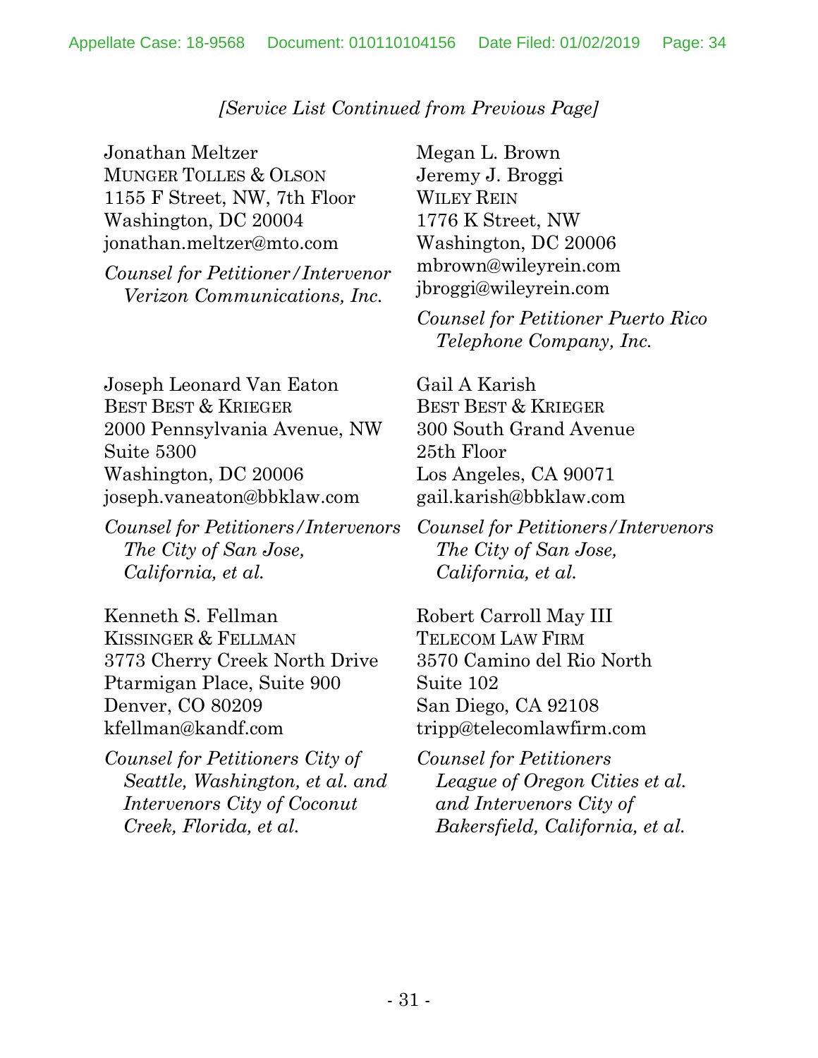*[Service List Continued from Previous Page]*

Jonathan Meltzer
MUNGER TOLLES & OLSON
1155 F Street, NW, 7th Floor
Washington, DC 20004
jonathan.meltzer@mto.com

*Counsel for Petitioner/Intervenor Verizon Communications, Inc.*

Megan L. Brown
Jeremy J. Broggi
WILEY REIN
1776 K Street, NW
Washington, DC 20006
mbrown@wileyrein.com
jbroggi@wileyrein.com

*Counsel for Petitioner Puerto Rico Telephone Company, Inc.*

Joseph Leonard Van Eaton
BEST BEST & KRIEGER
2000 Pennsylvania Avenue, NW
Suite 5300
Washington, DC 20006
joseph.vaneaton@bbklaw.com

*Counsel for Petitioners/Intervenors The City of San Jose, California, et al.*

Gail A Karish
BEST BEST & KRIEGER
300 South Grand Avenue
25th Floor
Los Angeles, CA 90071
gail.karish@bbklaw.com

*Counsel for Petitioners/Intervenors The City of San Jose, California, et al.*

Kenneth S. Fellman
KISSINGER & FELLMAN
3773 Cherry Creek North Drive
Ptarmigan Place, Suite 900
Denver, CO 80209
kfellman@kandf.com

*Counsel for Petitioners City of Seattle, Washington, et al. and Intervenors City of Coconut Creek, Florida, et al.*

Robert Carroll May III
TELECOM LAW FIRM
3570 Camino del Rio North
Suite 102
San Diego, CA 92108
tripp@telecomlawfirm.com

*Counsel for Petitioners League of Oregon Cities et al. and Intervenors City of Bakersfield, California, et al.*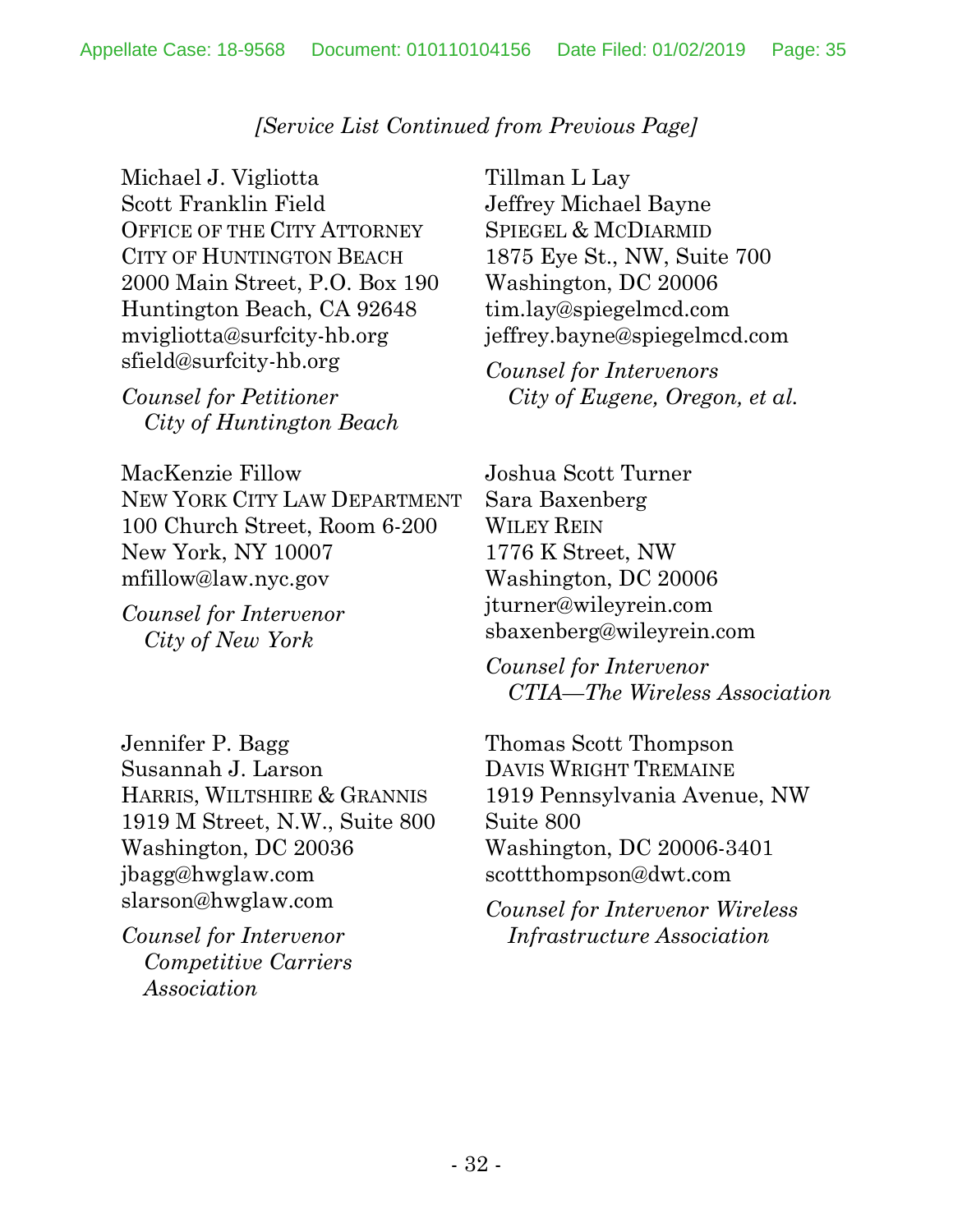*[Service List Continued from Previous Page]*

Michael J. Vigliotta
Scott Franklin Field
OFFICE OF THE CITY ATTORNEY
CITY OF HUNTINGTON BEACH
2000 Main Street, P.O. Box 190
Huntington Beach, CA 92648
mvigliotta@surfcity-hb.org
sfield@surfcity-hb.org

*Counsel for Petitioner City of Huntington Beach*

MacKenzie Fillow
NEW YORK CITY LAW DEPARTMENT
100 Church Street, Room 6-200
New York, NY 10007
mfillow@law.nyc.gov

*Counsel for Intervenor City of New York*

Jennifer P. Bagg
Susannah J. Larson
HARRIS, WILTSHIRE & GRANNIS
1919 M Street, N.W., Suite 800
Washington, DC 20036
jbagg@hwglaw.com
slarson@hwglaw.com

*Counsel for Intervenor Competitive Carriers Association*

Tillman L Lay
Jeffrey Michael Bayne
SPIEGEL & MCDIARMID
1875 Eye St., NW, Suite 700
Washington, DC 20006
tim.lay@spiegelmcd.com
jeffrey.bayne@spiegelmcd.com

*Counsel for Intervenors City of Eugene, Oregon, et al.*

Joshua Scott Turner
Sara Baxenberg
WILEY REIN
1776 K Street, NW
Washington, DC 20006
jturner@wileyrein.com
sbaxenberg@wileyrein.com

*Counsel for Intervenor CTIA—The Wireless Association*

Thomas Scott Thompson
DAVIS WRIGHT TREMAINE
1919 Pennsylvania Avenue, NW
Suite 800
Washington, DC 20006-3401
scottthompson@dwt.com

*Counsel for Intervenor Wireless Infrastructure Association*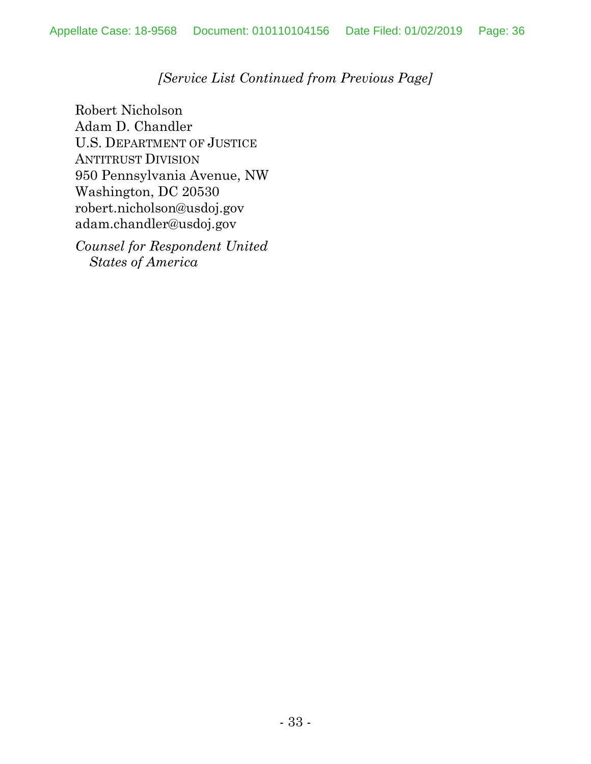*[Service List Continued from Previous Page]*

Robert Nicholson
Adam D. Chandler
U.S. DEPARTMENT OF JUSTICE
ANTITRUST DIVISION
950 Pennsylvania Avenue, NW
Washington, DC 20530
robert.nicholson@usdoj.gov
adam.chandler@usdoj.gov

*Counsel for Respondent United States of America*